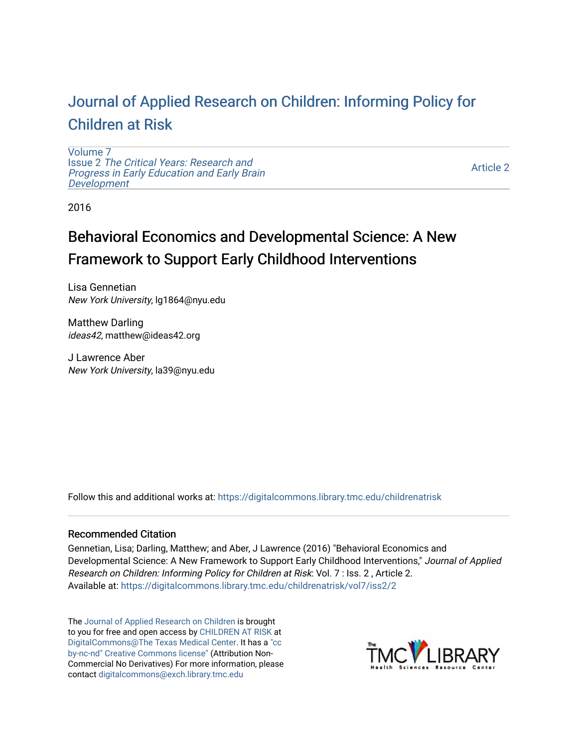# Journal of Applied Research on Children: Informing Policy for Children at Risk

Volume 7
Issue 2 *The Critical Years: Research and Progress in Early Education and Early Brain Development*

Article 2

2016

## Behavioral Economics and Developmental Science: A New Framework to Support Early Childhood Interventions

Lisa Gennetian
*New York University*, lg1864@nyu.edu

Matthew Darling
*ideas42*, matthew@ideas42.org

J Lawrence Aber
*New York University*, la39@nyu.edu

Follow this and additional works at: https://digitalcommons.library.tmc.edu/childrenatrisk

### Recommended Citation

Gennetian, Lisa; Darling, Matthew; and Aber, J Lawrence (2016) "Behavioral Economics and Developmental Science: A New Framework to Support Early Childhood Interventions," *Journal of Applied Research on Children: Informing Policy for Children at Risk*: Vol. 7 : Iss. 2 , Article 2.
Available at: https://digitalcommons.library.tmc.edu/childrenatrisk/vol7/iss2/2

The Journal of Applied Research on Children is brought to you for free and open access by CHILDREN AT RISK at DigitalCommons@The Texas Medical Center. It has a "cc by-nc-nd" Creative Commons license" (Attribution Non-Commercial No Derivatives) For more information, please contact digitalcommons@exch.library.tmc.edu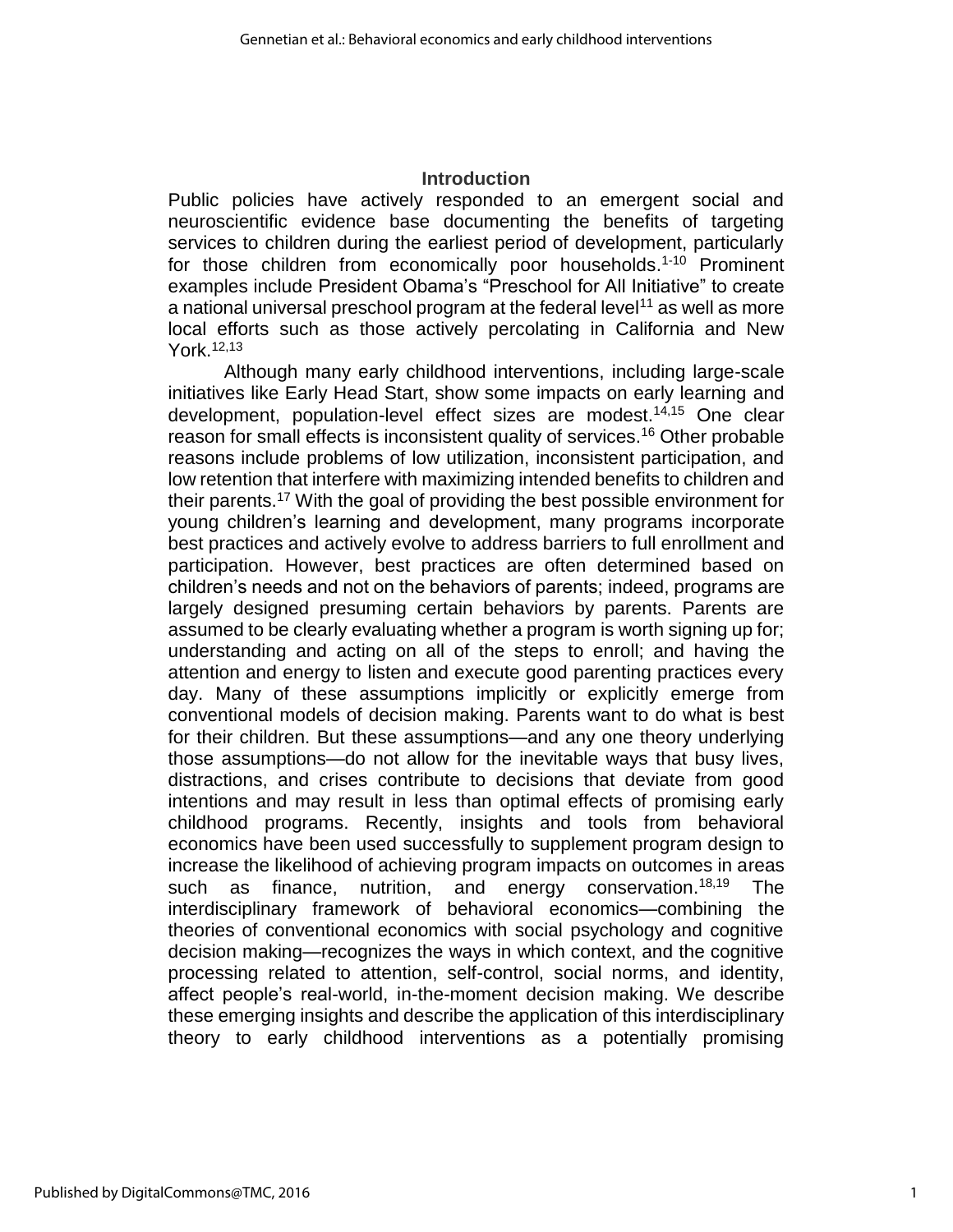## Introduction

Public policies have actively responded to an emergent social and neuroscientific evidence base documenting the benefits of targeting services to children during the earliest period of development, particularly for those children from economically poor households.[1-10] Prominent examples include President Obama's "Preschool for All Initiative" to create a national universal preschool program at the federal level[11] as well as more local efforts such as those actively percolating in California and New York.[12,13]

Although many early childhood interventions, including large-scale initiatives like Early Head Start, show some impacts on early learning and development, population-level effect sizes are modest.[14,15] One clear reason for small effects is inconsistent quality of services.[16] Other probable reasons include problems of low utilization, inconsistent participation, and low retention that interfere with maximizing intended benefits to children and their parents.[17] With the goal of providing the best possible environment for young children's learning and development, many programs incorporate best practices and actively evolve to address barriers to full enrollment and participation. However, best practices are often determined based on children's needs and not on the behaviors of parents; indeed, programs are largely designed presuming certain behaviors by parents. Parents are assumed to be clearly evaluating whether a program is worth signing up for; understanding and acting on all of the steps to enroll; and having the attention and energy to listen and execute good parenting practices every day. Many of these assumptions implicitly or explicitly emerge from conventional models of decision making. Parents want to do what is best for their children. But these assumptions—and any one theory underlying those assumptions—do not allow for the inevitable ways that busy lives, distractions, and crises contribute to decisions that deviate from good intentions and may result in less than optimal effects of promising early childhood programs. Recently, insights and tools from behavioral economics have been used successfully to supplement program design to increase the likelihood of achieving program impacts on outcomes in areas such as finance, nutrition, and energy conservation.[18,19] The interdisciplinary framework of behavioral economics—combining the theories of conventional economics with social psychology and cognitive decision making—recognizes the ways in which context, and the cognitive processing related to attention, self-control, social norms, and identity, affect people's real-world, in-the-moment decision making. We describe these emerging insights and describe the application of this interdisciplinary theory to early childhood interventions as a potentially promising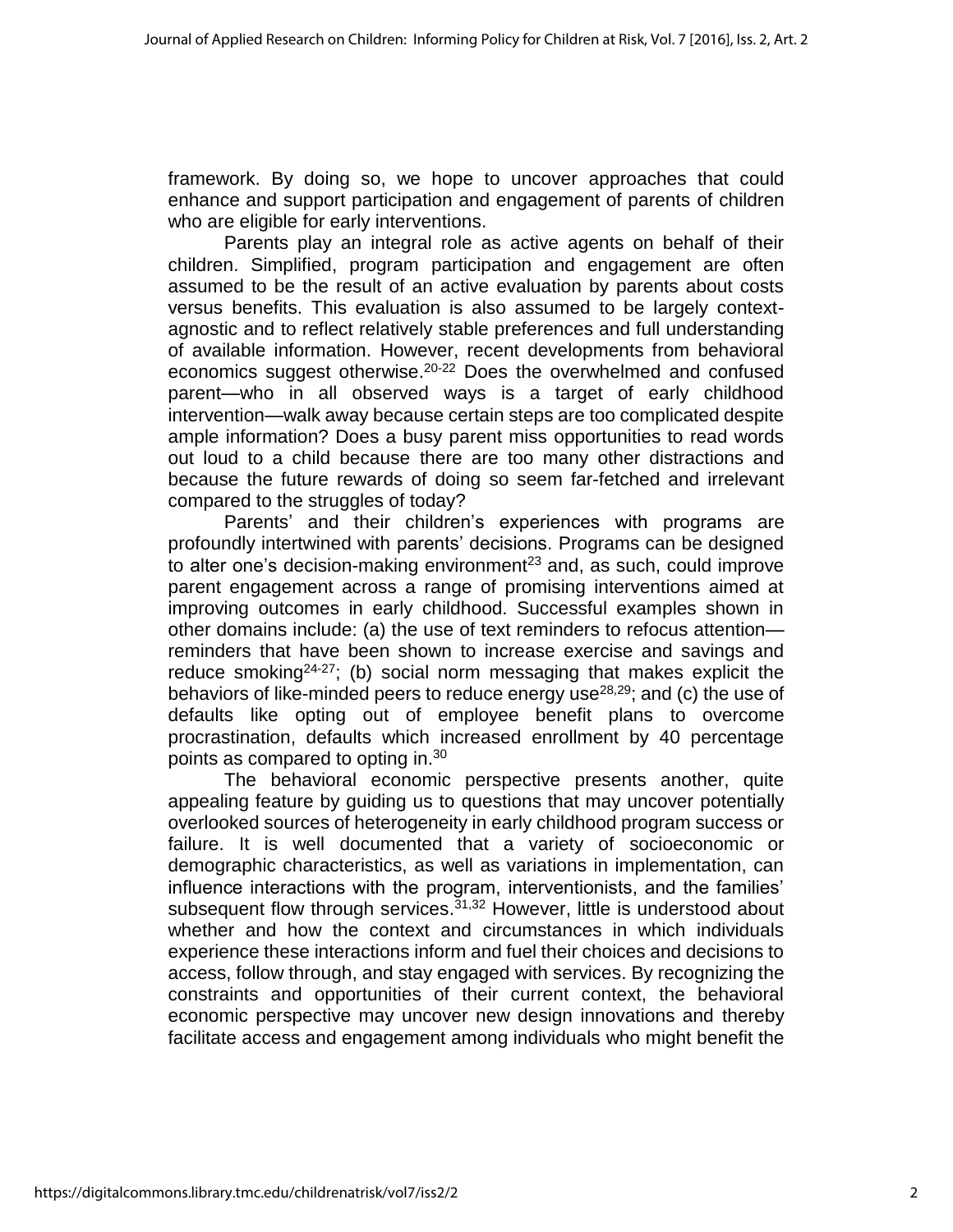framework. By doing so, we hope to uncover approaches that could enhance and support participation and engagement of parents of children who are eligible for early interventions.

Parents play an integral role as active agents on behalf of their children. Simplified, program participation and engagement are often assumed to be the result of an active evaluation by parents about costs versus benefits. This evaluation is also assumed to be largely context-agnostic and to reflect relatively stable preferences and full understanding of available information. However, recent developments from behavioral economics suggest otherwise.[20-22] Does the overwhelmed and confused parent—who in all observed ways is a target of early childhood intervention—walk away because certain steps are too complicated despite ample information? Does a busy parent miss opportunities to read words out loud to a child because there are too many other distractions and because the future rewards of doing so seem far-fetched and irrelevant compared to the struggles of today?

Parents' and their children's experiences with programs are profoundly intertwined with parents' decisions. Programs can be designed to alter one's decision-making environment[23] and, as such, could improve parent engagement across a range of promising interventions aimed at improving outcomes in early childhood. Successful examples shown in other domains include: (a) the use of text reminders to refocus attention—reminders that have been shown to increase exercise and savings and reduce smoking[24-27]; (b) social norm messaging that makes explicit the behaviors of like-minded peers to reduce energy use[28,29]; and (c) the use of defaults like opting out of employee benefit plans to overcome procrastination, defaults which increased enrollment by 40 percentage points as compared to opting in.[30]

The behavioral economic perspective presents another, quite appealing feature by guiding us to questions that may uncover potentially overlooked sources of heterogeneity in early childhood program success or failure. It is well documented that a variety of socioeconomic or demographic characteristics, as well as variations in implementation, can influence interactions with the program, interventionists, and the families' subsequent flow through services.[31,32] However, little is understood about whether and how the context and circumstances in which individuals experience these interactions inform and fuel their choices and decisions to access, follow through, and stay engaged with services. By recognizing the constraints and opportunities of their current context, the behavioral economic perspective may uncover new design innovations and thereby facilitate access and engagement among individuals who might benefit the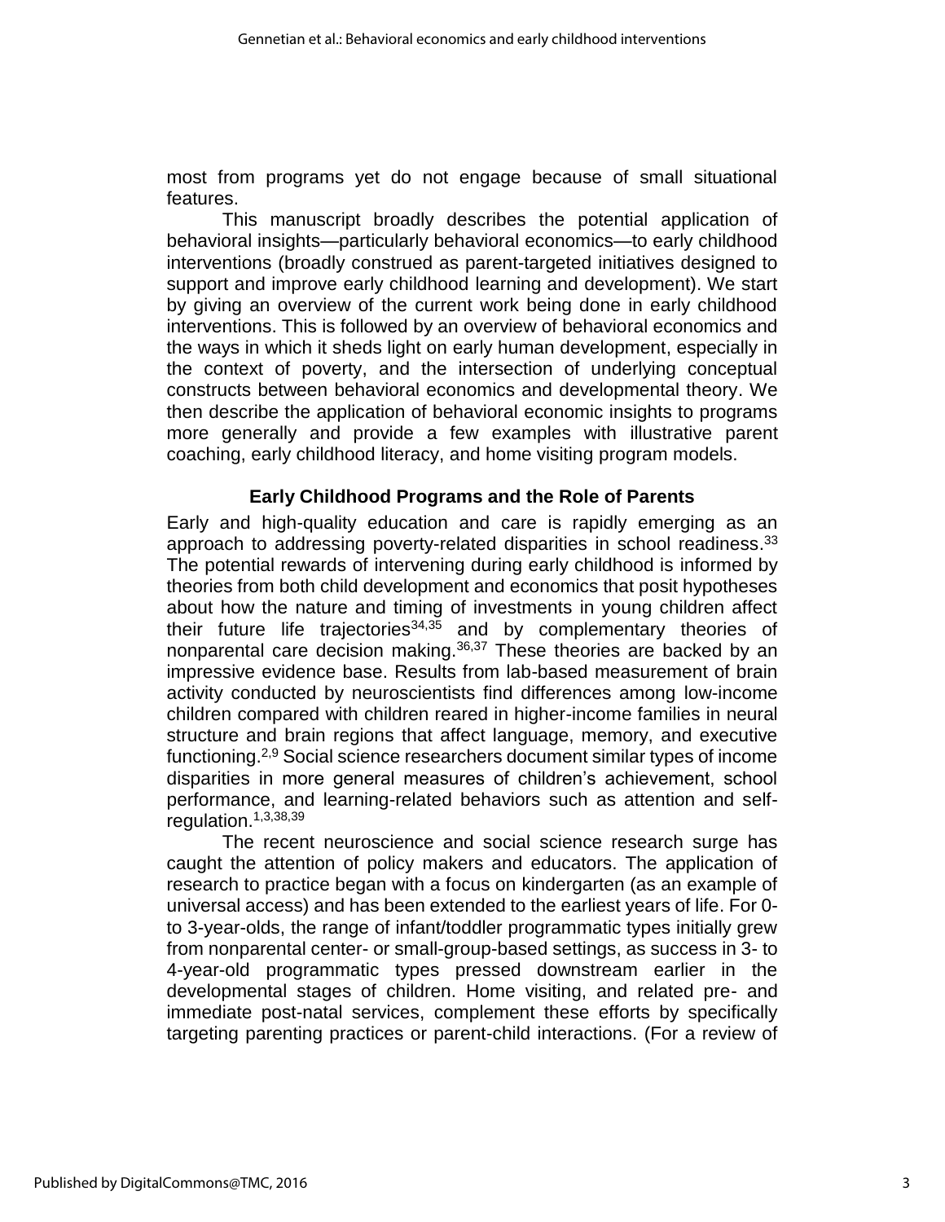most from programs yet do not engage because of small situational features.

This manuscript broadly describes the potential application of behavioral insights—particularly behavioral economics—to early childhood interventions (broadly construed as parent-targeted initiatives designed to support and improve early childhood learning and development). We start by giving an overview of the current work being done in early childhood interventions. This is followed by an overview of behavioral economics and the ways in which it sheds light on early human development, especially in the context of poverty, and the intersection of underlying conceptual constructs between behavioral economics and developmental theory. We then describe the application of behavioral economic insights to programs more generally and provide a few examples with illustrative parent coaching, early childhood literacy, and home visiting program models.

## Early Childhood Programs and the Role of Parents

Early and high-quality education and care is rapidly emerging as an approach to addressing poverty-related disparities in school readiness.[33] The potential rewards of intervening during early childhood is informed by theories from both child development and economics that posit hypotheses about how the nature and timing of investments in young children affect their future life trajectories[34,35] and by complementary theories of nonparental care decision making.[36,37] These theories are backed by an impressive evidence base. Results from lab-based measurement of brain activity conducted by neuroscientists find differences among low-income children compared with children reared in higher-income families in neural structure and brain regions that affect language, memory, and executive functioning.[2,9] Social science researchers document similar types of income disparities in more general measures of children's achievement, school performance, and learning-related behaviors such as attention and self-regulation.[1,3,38,39]

The recent neuroscience and social science research surge has caught the attention of policy makers and educators. The application of research to practice began with a focus on kindergarten (as an example of universal access) and has been extended to the earliest years of life. For 0- to 3-year-olds, the range of infant/toddler programmatic types initially grew from nonparental center- or small-group-based settings, as success in 3- to 4-year-old programmatic types pressed downstream earlier in the developmental stages of children. Home visiting, and related pre- and immediate post-natal services, complement these efforts by specifically targeting parenting practices or parent-child interactions. (For a review of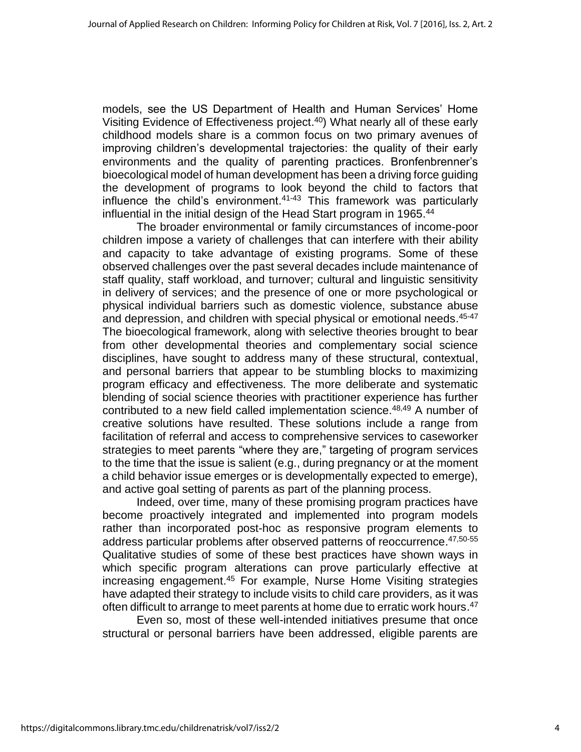models, see the US Department of Health and Human Services' Home Visiting Evidence of Effectiveness project.[40]) What nearly all of these early childhood models share is a common focus on two primary avenues of improving children's developmental trajectories: the quality of their early environments and the quality of parenting practices. Bronfenbrenner's bioecological model of human development has been a driving force guiding the development of programs to look beyond the child to factors that influence the child's environment.[41-43] This framework was particularly influential in the initial design of the Head Start program in 1965.[44]

The broader environmental or family circumstances of income-poor children impose a variety of challenges that can interfere with their ability and capacity to take advantage of existing programs. Some of these observed challenges over the past several decades include maintenance of staff quality, staff workload, and turnover; cultural and linguistic sensitivity in delivery of services; and the presence of one or more psychological or physical individual barriers such as domestic violence, substance abuse and depression, and children with special physical or emotional needs.[45-47] The bioecological framework, along with selective theories brought to bear from other developmental theories and complementary social science disciplines, have sought to address many of these structural, contextual, and personal barriers that appear to be stumbling blocks to maximizing program efficacy and effectiveness. The more deliberate and systematic blending of social science theories with practitioner experience has further contributed to a new field called implementation science.[48,49] A number of creative solutions have resulted. These solutions include a range from facilitation of referral and access to comprehensive services to caseworker strategies to meet parents "where they are," targeting of program services to the time that the issue is salient (e.g., during pregnancy or at the moment a child behavior issue emerges or is developmentally expected to emerge), and active goal setting of parents as part of the planning process.

Indeed, over time, many of these promising program practices have become proactively integrated and implemented into program models rather than incorporated post-hoc as responsive program elements to address particular problems after observed patterns of reoccurrence.[47,50-55] Qualitative studies of some of these best practices have shown ways in which specific program alterations can prove particularly effective at increasing engagement.[45] For example, Nurse Home Visiting strategies have adapted their strategy to include visits to child care providers, as it was often difficult to arrange to meet parents at home due to erratic work hours.[47]

Even so, most of these well-intended initiatives presume that once structural or personal barriers have been addressed, eligible parents are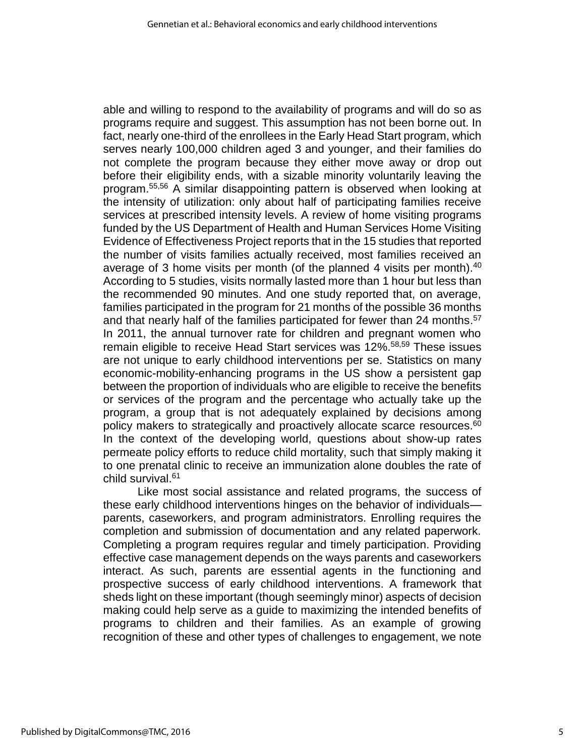able and willing to respond to the availability of programs and will do so as programs require and suggest. This assumption has not been borne out. In fact, nearly one-third of the enrollees in the Early Head Start program, which serves nearly 100,000 children aged 3 and younger, and their families do not complete the program because they either move away or drop out before their eligibility ends, with a sizable minority voluntarily leaving the program.[55,56] A similar disappointing pattern is observed when looking at the intensity of utilization: only about half of participating families receive services at prescribed intensity levels. A review of home visiting programs funded by the US Department of Health and Human Services Home Visiting Evidence of Effectiveness Project reports that in the 15 studies that reported the number of visits families actually received, most families received an average of 3 home visits per month (of the planned 4 visits per month).[40] According to 5 studies, visits normally lasted more than 1 hour but less than the recommended 90 minutes. And one study reported that, on average, families participated in the program for 21 months of the possible 36 months and that nearly half of the families participated for fewer than 24 months.[57] In 2011, the annual turnover rate for children and pregnant women who remain eligible to receive Head Start services was 12%.[58,59] These issues are not unique to early childhood interventions per se. Statistics on many economic-mobility-enhancing programs in the US show a persistent gap between the proportion of individuals who are eligible to receive the benefits or services of the program and the percentage who actually take up the program, a group that is not adequately explained by decisions among policy makers to strategically and proactively allocate scarce resources.[60] In the context of the developing world, questions about show-up rates permeate policy efforts to reduce child mortality, such that simply making it to one prenatal clinic to receive an immunization alone doubles the rate of child survival.[61]

Like most social assistance and related programs, the success of these early childhood interventions hinges on the behavior of individuals—parents, caseworkers, and program administrators. Enrolling requires the completion and submission of documentation and any related paperwork. Completing a program requires regular and timely participation. Providing effective case management depends on the ways parents and caseworkers interact. As such, parents are essential agents in the functioning and prospective success of early childhood interventions. A framework that sheds light on these important (though seemingly minor) aspects of decision making could help serve as a guide to maximizing the intended benefits of programs to children and their families. As an example of growing recognition of these and other types of challenges to engagement, we note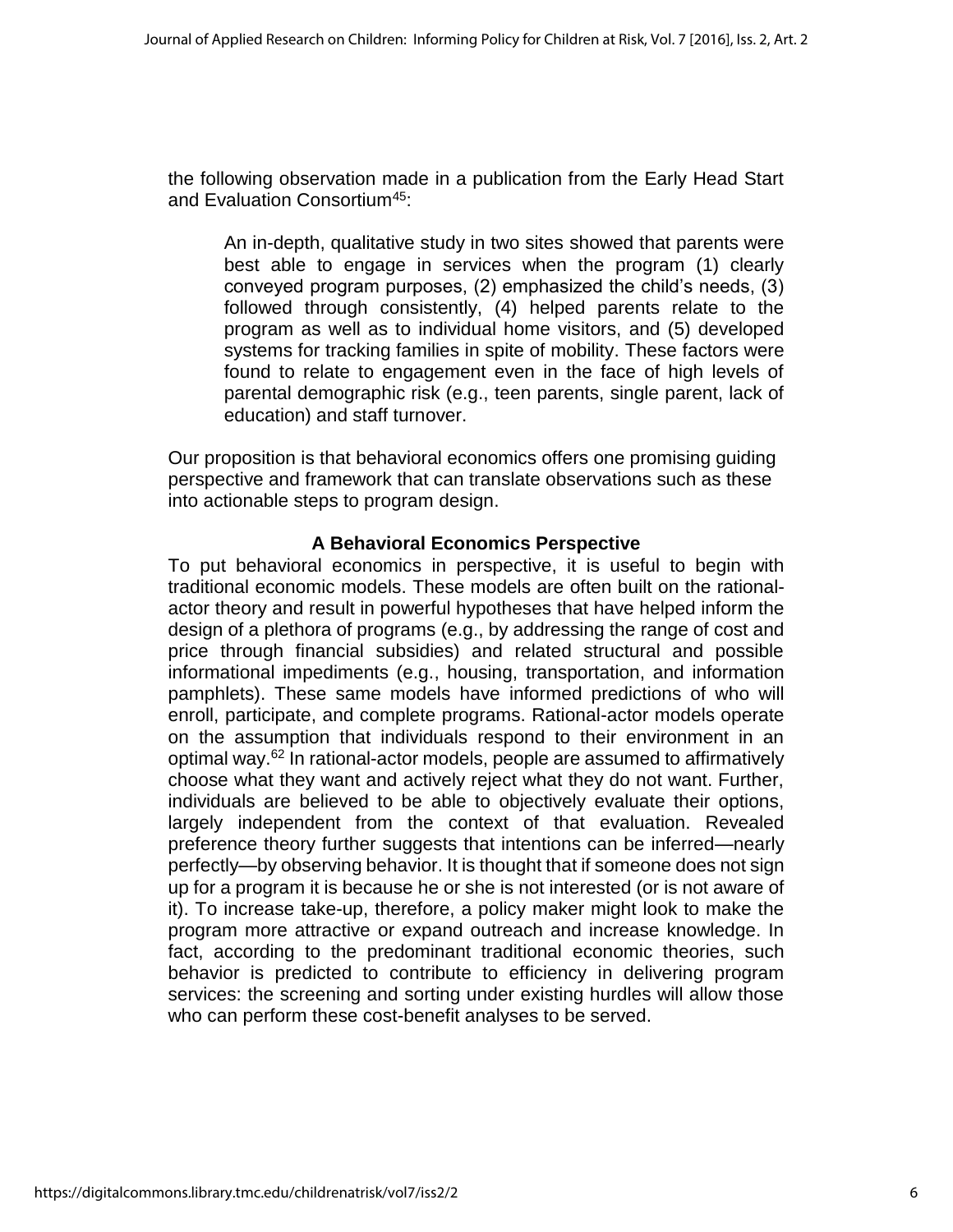the following observation made in a publication from the Early Head Start and Evaluation Consortium[45]:

> An in-depth, qualitative study in two sites showed that parents were best able to engage in services when the program (1) clearly conveyed program purposes, (2) emphasized the child's needs, (3) followed through consistently, (4) helped parents relate to the program as well as to individual home visitors, and (5) developed systems for tracking families in spite of mobility. These factors were found to relate to engagement even in the face of high levels of parental demographic risk (e.g., teen parents, single parent, lack of education) and staff turnover.

Our proposition is that behavioral economics offers one promising guiding perspective and framework that can translate observations such as these into actionable steps to program design.

## A Behavioral Economics Perspective

To put behavioral economics in perspective, it is useful to begin with traditional economic models. These models are often built on the rational-actor theory and result in powerful hypotheses that have helped inform the design of a plethora of programs (e.g., by addressing the range of cost and price through financial subsidies) and related structural and possible informational impediments (e.g., housing, transportation, and information pamphlets). These same models have informed predictions of who will enroll, participate, and complete programs. Rational-actor models operate on the assumption that individuals respond to their environment in an optimal way.[62] In rational-actor models, people are assumed to affirmatively choose what they want and actively reject what they do not want. Further, individuals are believed to be able to objectively evaluate their options, largely independent from the context of that evaluation. Revealed preference theory further suggests that intentions can be inferred—nearly perfectly—by observing behavior. It is thought that if someone does not sign up for a program it is because he or she is not interested (or is not aware of it). To increase take-up, therefore, a policy maker might look to make the program more attractive or expand outreach and increase knowledge. In fact, according to the predominant traditional economic theories, such behavior is predicted to contribute to efficiency in delivering program services: the screening and sorting under existing hurdles will allow those who can perform these cost-benefit analyses to be served.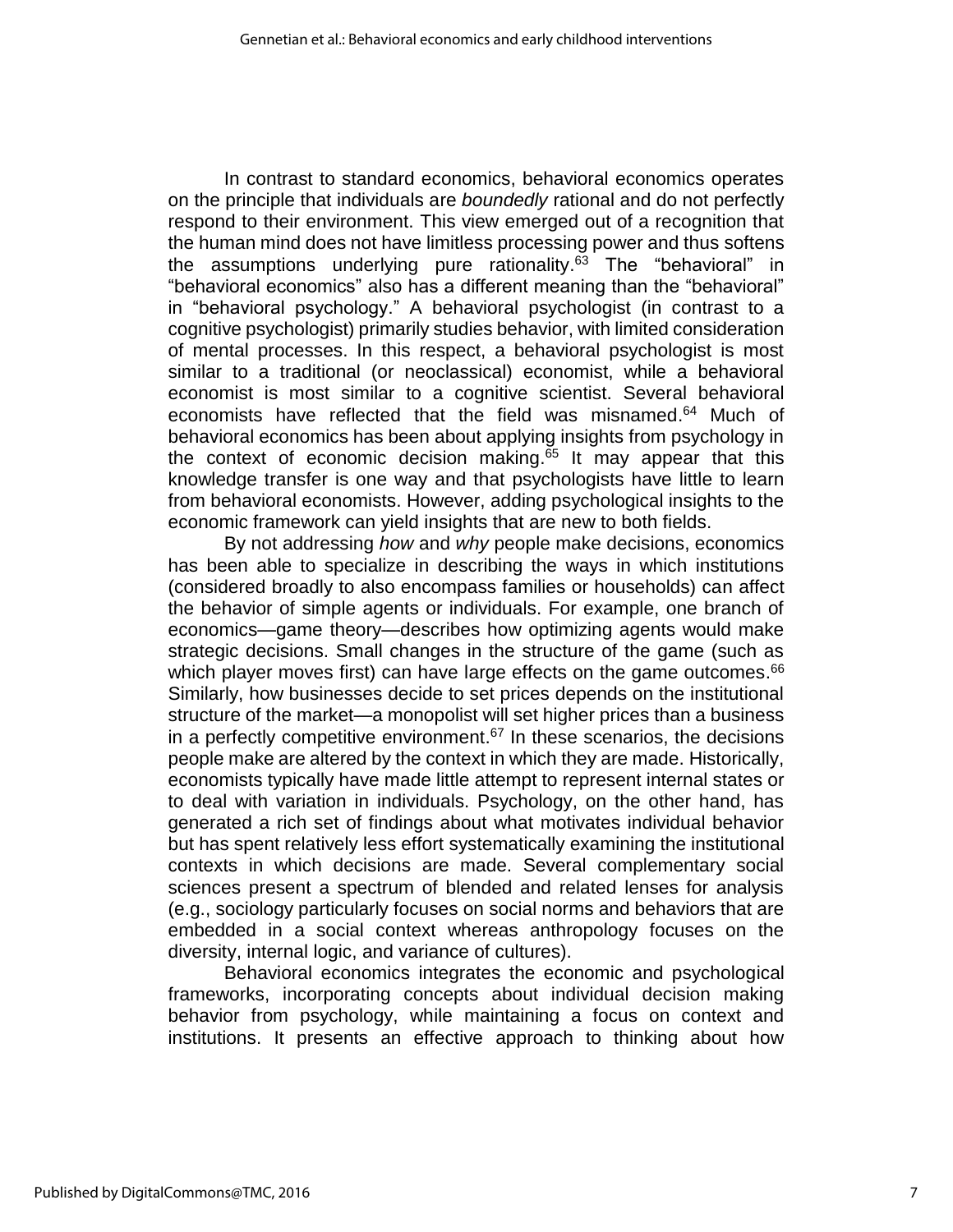In contrast to standard economics, behavioral economics operates on the principle that individuals are *boundedly* rational and do not perfectly respond to their environment. This view emerged out of a recognition that the human mind does not have limitless processing power and thus softens the assumptions underlying pure rationality.[63] The "behavioral" in "behavioral economics" also has a different meaning than the "behavioral" in "behavioral psychology." A behavioral psychologist (in contrast to a cognitive psychologist) primarily studies behavior, with limited consideration of mental processes. In this respect, a behavioral psychologist is most similar to a traditional (or neoclassical) economist, while a behavioral economist is most similar to a cognitive scientist. Several behavioral economists have reflected that the field was misnamed.[64] Much of behavioral economics has been about applying insights from psychology in the context of economic decision making.[65] It may appear that this knowledge transfer is one way and that psychologists have little to learn from behavioral economists. However, adding psychological insights to the economic framework can yield insights that are new to both fields.

By not addressing *how* and *why* people make decisions, economics has been able to specialize in describing the ways in which institutions (considered broadly to also encompass families or households) can affect the behavior of simple agents or individuals. For example, one branch of economics—game theory—describes how optimizing agents would make strategic decisions. Small changes in the structure of the game (such as which player moves first) can have large effects on the game outcomes.[66] Similarly, how businesses decide to set prices depends on the institutional structure of the market—a monopolist will set higher prices than a business in a perfectly competitive environment.[67] In these scenarios, the decisions people make are altered by the context in which they are made. Historically, economists typically have made little attempt to represent internal states or to deal with variation in individuals. Psychology, on the other hand, has generated a rich set of findings about what motivates individual behavior but has spent relatively less effort systematically examining the institutional contexts in which decisions are made. Several complementary social sciences present a spectrum of blended and related lenses for analysis (e.g., sociology particularly focuses on social norms and behaviors that are embedded in a social context whereas anthropology focuses on the diversity, internal logic, and variance of cultures).

Behavioral economics integrates the economic and psychological frameworks, incorporating concepts about individual decision making behavior from psychology, while maintaining a focus on context and institutions. It presents an effective approach to thinking about how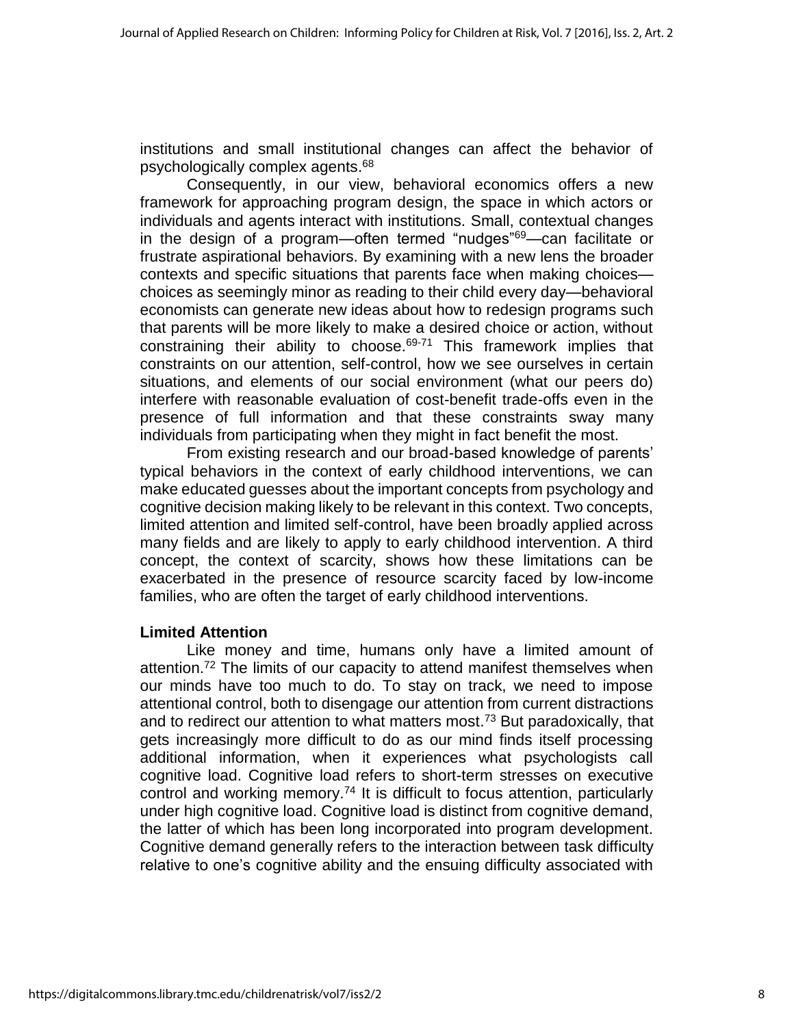institutions and small institutional changes can affect the behavior of psychologically complex agents.[68]

Consequently, in our view, behavioral economics offers a new framework for approaching program design, the space in which actors or individuals and agents interact with institutions. Small, contextual changes in the design of a program—often termed "nudges"[69]—can facilitate or frustrate aspirational behaviors. By examining with a new lens the broader contexts and specific situations that parents face when making choices—choices as seemingly minor as reading to their child every day—behavioral economists can generate new ideas about how to redesign programs such that parents will be more likely to make a desired choice or action, without constraining their ability to choose.[69-71] This framework implies that constraints on our attention, self-control, how we see ourselves in certain situations, and elements of our social environment (what our peers do) interfere with reasonable evaluation of cost-benefit trade-offs even in the presence of full information and that these constraints sway many individuals from participating when they might in fact benefit the most.

From existing research and our broad-based knowledge of parents' typical behaviors in the context of early childhood interventions, we can make educated guesses about the important concepts from psychology and cognitive decision making likely to be relevant in this context. Two concepts, limited attention and limited self-control, have been broadly applied across many fields and are likely to apply to early childhood intervention. A third concept, the context of scarcity, shows how these limitations can be exacerbated in the presence of resource scarcity faced by low-income families, who are often the target of early childhood interventions.

**Limited Attention**

Like money and time, humans only have a limited amount of attention.[72] The limits of our capacity to attend manifest themselves when our minds have too much to do. To stay on track, we need to impose attentional control, both to disengage our attention from current distractions and to redirect our attention to what matters most.[73] But paradoxically, that gets increasingly more difficult to do as our mind finds itself processing additional information, when it experiences what psychologists call cognitive load. Cognitive load refers to short-term stresses on executive control and working memory.[74] It is difficult to focus attention, particularly under high cognitive load. Cognitive load is distinct from cognitive demand, the latter of which has been long incorporated into program development. Cognitive demand generally refers to the interaction between task difficulty relative to one's cognitive ability and the ensuing difficulty associated with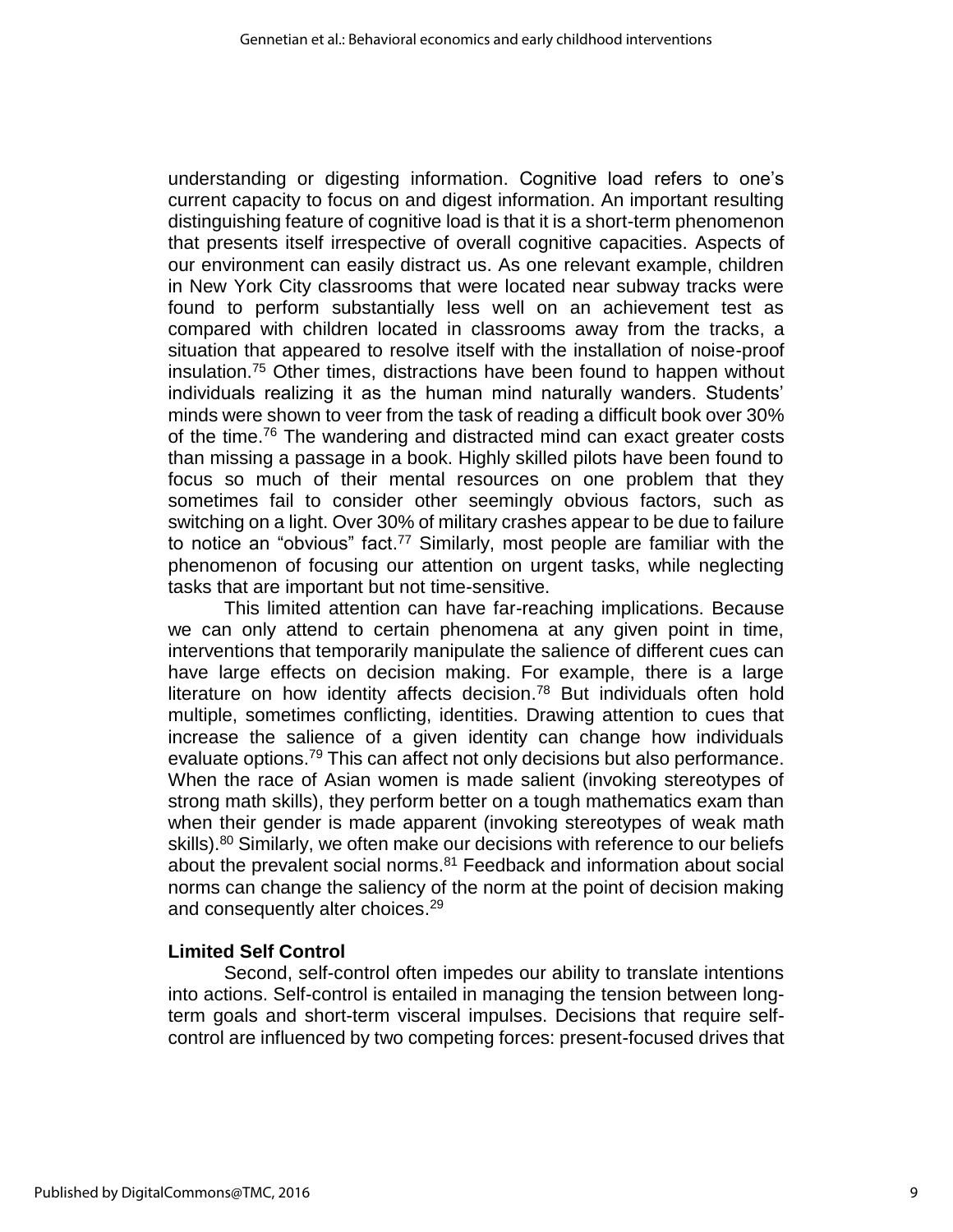understanding or digesting information. Cognitive load refers to one's current capacity to focus on and digest information. An important resulting distinguishing feature of cognitive load is that it is a short-term phenomenon that presents itself irrespective of overall cognitive capacities. Aspects of our environment can easily distract us. As one relevant example, children in New York City classrooms that were located near subway tracks were found to perform substantially less well on an achievement test as compared with children located in classrooms away from the tracks, a situation that appeared to resolve itself with the installation of noise-proof insulation.[75] Other times, distractions have been found to happen without individuals realizing it as the human mind naturally wanders. Students' minds were shown to veer from the task of reading a difficult book over 30% of the time.[76] The wandering and distracted mind can exact greater costs than missing a passage in a book. Highly skilled pilots have been found to focus so much of their mental resources on one problem that they sometimes fail to consider other seemingly obvious factors, such as switching on a light. Over 30% of military crashes appear to be due to failure to notice an "obvious" fact.[77] Similarly, most people are familiar with the phenomenon of focusing our attention on urgent tasks, while neglecting tasks that are important but not time-sensitive.

This limited attention can have far-reaching implications. Because we can only attend to certain phenomena at any given point in time, interventions that temporarily manipulate the salience of different cues can have large effects on decision making. For example, there is a large literature on how identity affects decision.[78] But individuals often hold multiple, sometimes conflicting, identities. Drawing attention to cues that increase the salience of a given identity can change how individuals evaluate options.[79] This can affect not only decisions but also performance. When the race of Asian women is made salient (invoking stereotypes of strong math skills), they perform better on a tough mathematics exam than when their gender is made apparent (invoking stereotypes of weak math skills).[80] Similarly, we often make our decisions with reference to our beliefs about the prevalent social norms.[81] Feedback and information about social norms can change the saliency of the norm at the point of decision making and consequently alter choices.[29]

### Limited Self Control

Second, self-control often impedes our ability to translate intentions into actions. Self-control is entailed in managing the tension between long-term goals and short-term visceral impulses. Decisions that require self-control are influenced by two competing forces: present-focused drives that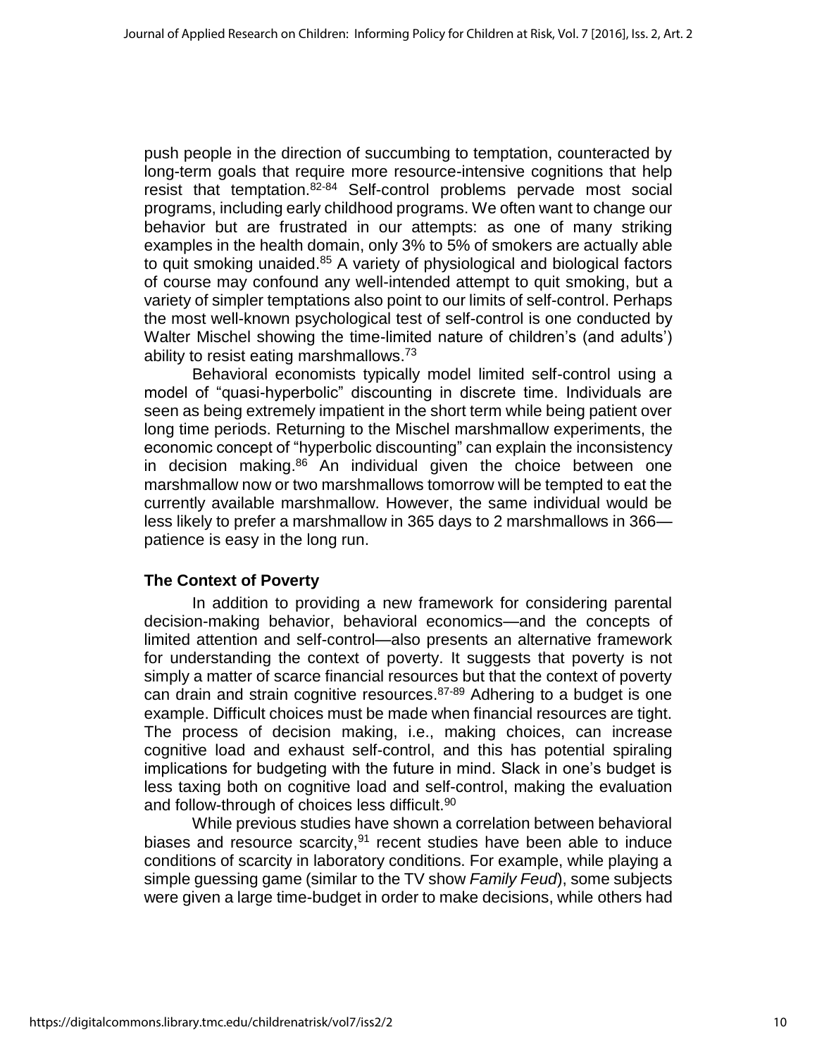push people in the direction of succumbing to temptation, counteracted by long-term goals that require more resource-intensive cognitions that help resist that temptation.[82-84] Self-control problems pervade most social programs, including early childhood programs. We often want to change our behavior but are frustrated in our attempts: as one of many striking examples in the health domain, only 3% to 5% of smokers are actually able to quit smoking unaided.[85] A variety of physiological and biological factors of course may confound any well-intended attempt to quit smoking, but a variety of simpler temptations also point to our limits of self-control. Perhaps the most well-known psychological test of self-control is one conducted by Walter Mischel showing the time-limited nature of children's (and adults') ability to resist eating marshmallows.[73]

Behavioral economists typically model limited self-control using a model of "quasi-hyperbolic" discounting in discrete time. Individuals are seen as being extremely impatient in the short term while being patient over long time periods. Returning to the Mischel marshmallow experiments, the economic concept of "hyperbolic discounting" can explain the inconsistency in decision making.[86] An individual given the choice between one marshmallow now or two marshmallows tomorrow will be tempted to eat the currently available marshmallow. However, the same individual would be less likely to prefer a marshmallow in 365 days to 2 marshmallows in 366—patience is easy in the long run.

### The Context of Poverty

In addition to providing a new framework for considering parental decision-making behavior, behavioral economics—and the concepts of limited attention and self-control—also presents an alternative framework for understanding the context of poverty. It suggests that poverty is not simply a matter of scarce financial resources but that the context of poverty can drain and strain cognitive resources.[87-89] Adhering to a budget is one example. Difficult choices must be made when financial resources are tight. The process of decision making, i.e., making choices, can increase cognitive load and exhaust self-control, and this has potential spiraling implications for budgeting with the future in mind. Slack in one's budget is less taxing both on cognitive load and self-control, making the evaluation and follow-through of choices less difficult.[90]

While previous studies have shown a correlation between behavioral biases and resource scarcity,[91] recent studies have been able to induce conditions of scarcity in laboratory conditions. For example, while playing a simple guessing game (similar to the TV show *Family Feud*), some subjects were given a large time-budget in order to make decisions, while others had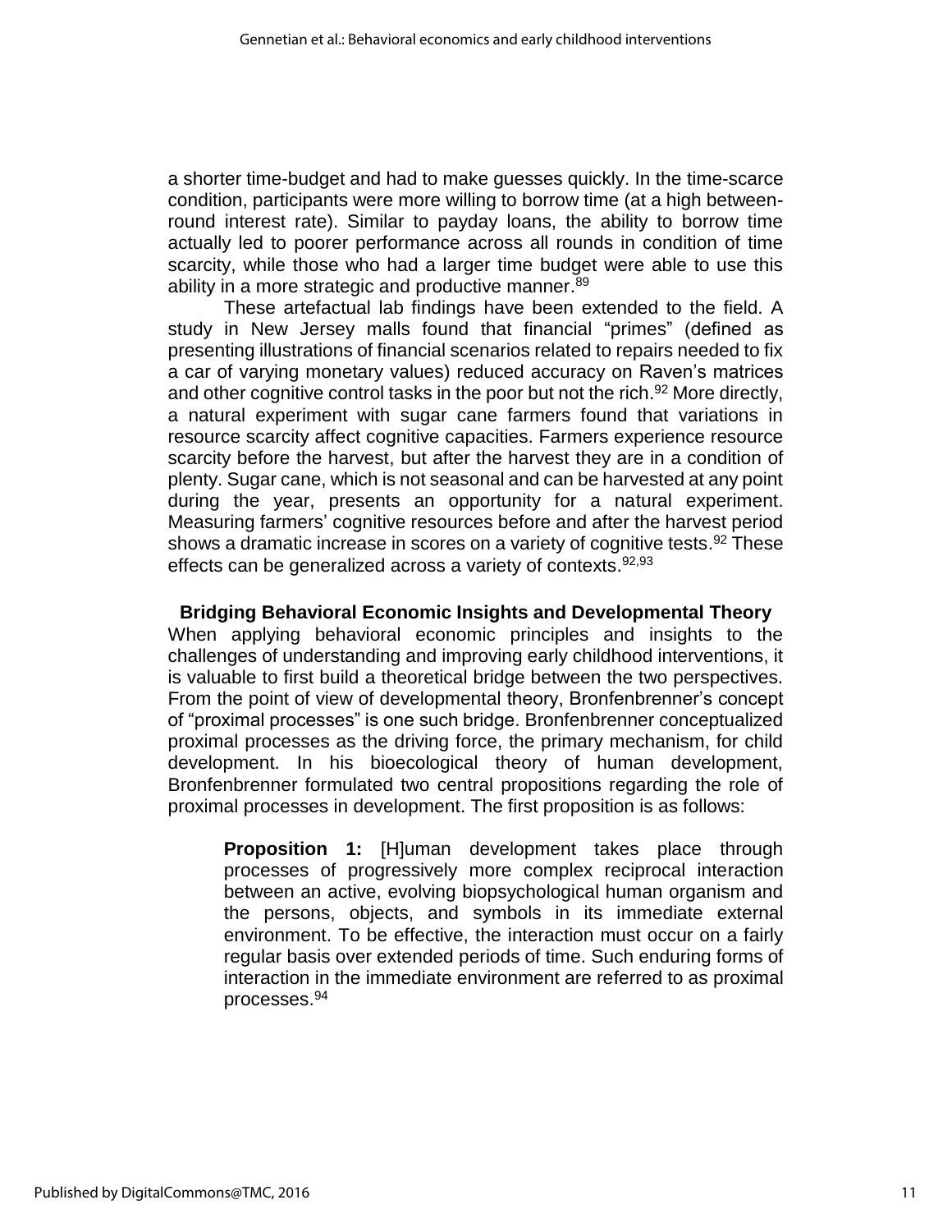a shorter time-budget and had to make guesses quickly. In the time-scarce condition, participants were more willing to borrow time (at a high between-round interest rate). Similar to payday loans, the ability to borrow time actually led to poorer performance across all rounds in condition of time scarcity, while those who had a larger time budget were able to use this ability in a more strategic and productive manner.[89]

These artefactual lab findings have been extended to the field. A study in New Jersey malls found that financial "primes" (defined as presenting illustrations of financial scenarios related to repairs needed to fix a car of varying monetary values) reduced accuracy on Raven's matrices and other cognitive control tasks in the poor but not the rich.[92] More directly, a natural experiment with sugar cane farmers found that variations in resource scarcity affect cognitive capacities. Farmers experience resource scarcity before the harvest, but after the harvest they are in a condition of plenty. Sugar cane, which is not seasonal and can be harvested at any point during the year, presents an opportunity for a natural experiment. Measuring farmers' cognitive resources before and after the harvest period shows a dramatic increase in scores on a variety of cognitive tests.[92] These effects can be generalized across a variety of contexts.[92,93]

## Bridging Behavioral Economic Insights and Developmental Theory

When applying behavioral economic principles and insights to the challenges of understanding and improving early childhood interventions, it is valuable to first build a theoretical bridge between the two perspectives. From the point of view of developmental theory, Bronfenbrenner's concept of "proximal processes" is one such bridge. Bronfenbrenner conceptualized proximal processes as the driving force, the primary mechanism, for child development. In his bioecological theory of human development, Bronfenbrenner formulated two central propositions regarding the role of proximal processes in development. The first proposition is as follows:

> **Proposition 1:** [H]uman development takes place through processes of progressively more complex reciprocal interaction between an active, evolving biopsychological human organism and the persons, objects, and symbols in its immediate external environment. To be effective, the interaction must occur on a fairly regular basis over extended periods of time. Such enduring forms of interaction in the immediate environment are referred to as proximal processes.[94]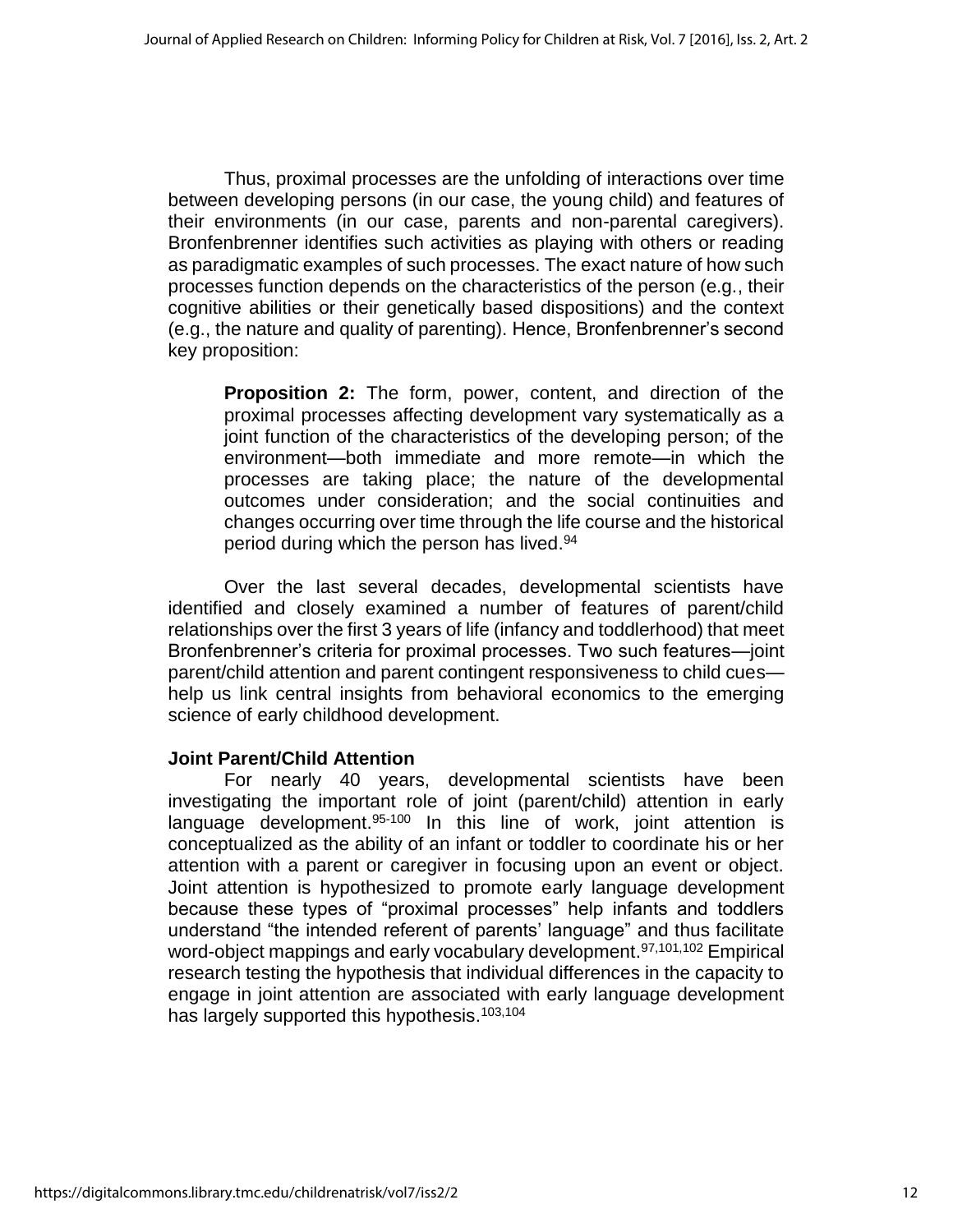Thus, proximal processes are the unfolding of interactions over time between developing persons (in our case, the young child) and features of their environments (in our case, parents and non-parental caregivers). Bronfenbrenner identifies such activities as playing with others or reading as paradigmatic examples of such processes. The exact nature of how such processes function depends on the characteristics of the person (e.g., their cognitive abilities or their genetically based dispositions) and the context (e.g., the nature and quality of parenting). Hence, Bronfenbrenner's second key proposition:

> **Proposition 2:** The form, power, content, and direction of the proximal processes affecting development vary systematically as a joint function of the characteristics of the developing person; of the environment—both immediate and more remote—in which the processes are taking place; the nature of the developmental outcomes under consideration; and the social continuities and changes occurring over time through the life course and the historical period during which the person has lived.[94]

Over the last several decades, developmental scientists have identified and closely examined a number of features of parent/child relationships over the first 3 years of life (infancy and toddlerhood) that meet Bronfenbrenner's criteria for proximal processes. Two such features—joint parent/child attention and parent contingent responsiveness to child cues—help us link central insights from behavioral economics to the emerging science of early childhood development.

### Joint Parent/Child Attention

For nearly 40 years, developmental scientists have been investigating the important role of joint (parent/child) attention in early language development.[95-100] In this line of work, joint attention is conceptualized as the ability of an infant or toddler to coordinate his or her attention with a parent or caregiver in focusing upon an event or object. Joint attention is hypothesized to promote early language development because these types of "proximal processes" help infants and toddlers understand "the intended referent of parents' language" and thus facilitate word-object mappings and early vocabulary development.[97,101,102] Empirical research testing the hypothesis that individual differences in the capacity to engage in joint attention are associated with early language development has largely supported this hypothesis.[103,104]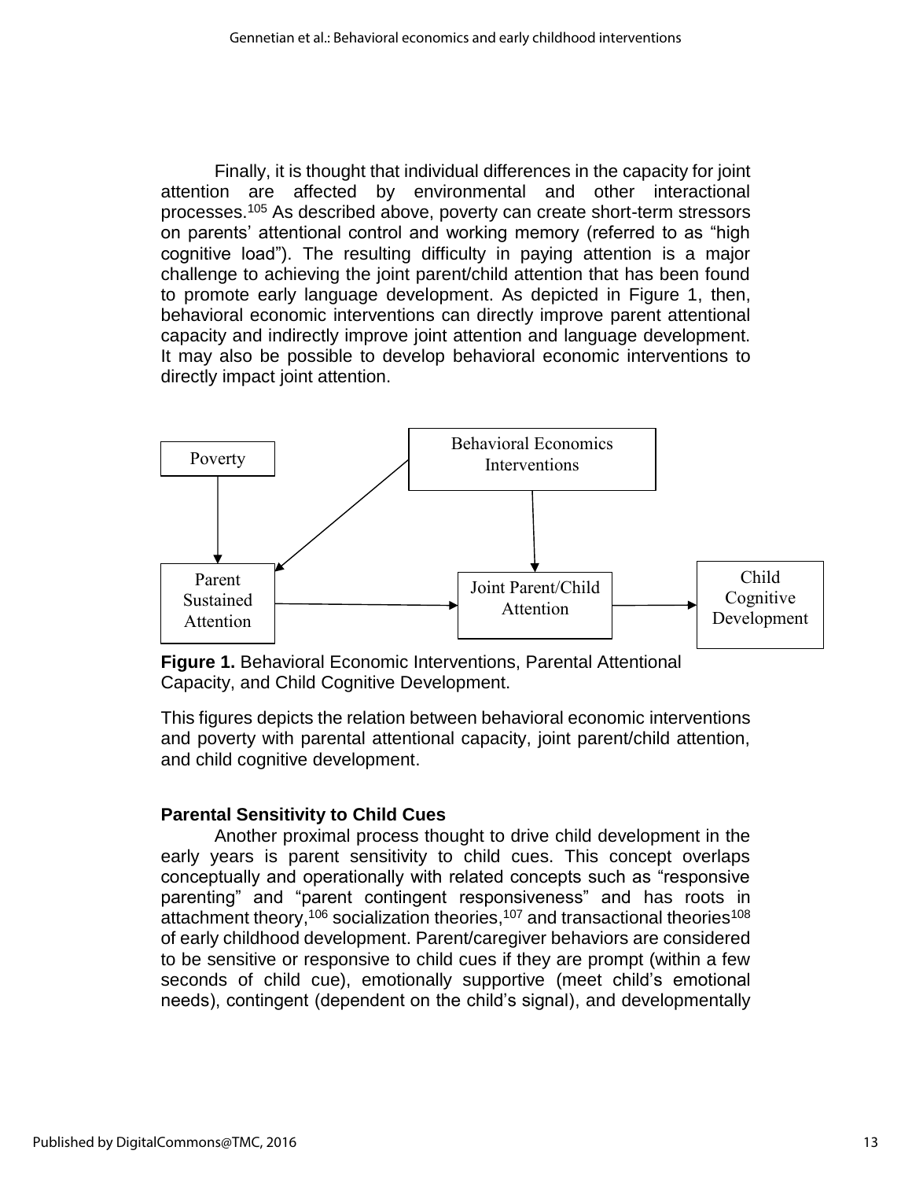Finally, it is thought that individual differences in the capacity for joint attention are affected by environmental and other interactional processes.[105] As described above, poverty can create short-term stressors on parents' attentional control and working memory (referred to as "high cognitive load"). The resulting difficulty in paying attention is a major challenge to achieving the joint parent/child attention that has been found to promote early language development. As depicted in Figure 1, then, behavioral economic interventions can directly improve parent attentional capacity and indirectly improve joint attention and language development. It may also be possible to develop behavioral economic interventions to directly impact joint attention.

Poverty

Behavioral Economics Interventions

Parent Sustained Attention

Joint Parent/Child Attention

Child Cognitive Development

**Figure 1.** Behavioral Economic Interventions, Parental Attentional Capacity, and Child Cognitive Development.

This figures depicts the relation between behavioral economic interventions and poverty with parental attentional capacity, joint parent/child attention, and child cognitive development.

### Parental Sensitivity to Child Cues

Another proximal process thought to drive child development in the early years is parent sensitivity to child cues. This concept overlaps conceptually and operationally with related concepts such as "responsive parenting" and "parent contingent responsiveness" and has roots in attachment theory,[106] socialization theories,[107] and transactional theories[108] of early childhood development. Parent/caregiver behaviors are considered to be sensitive or responsive to child cues if they are prompt (within a few seconds of child cue), emotionally supportive (meet child's emotional needs), contingent (dependent on the child's signal), and developmentally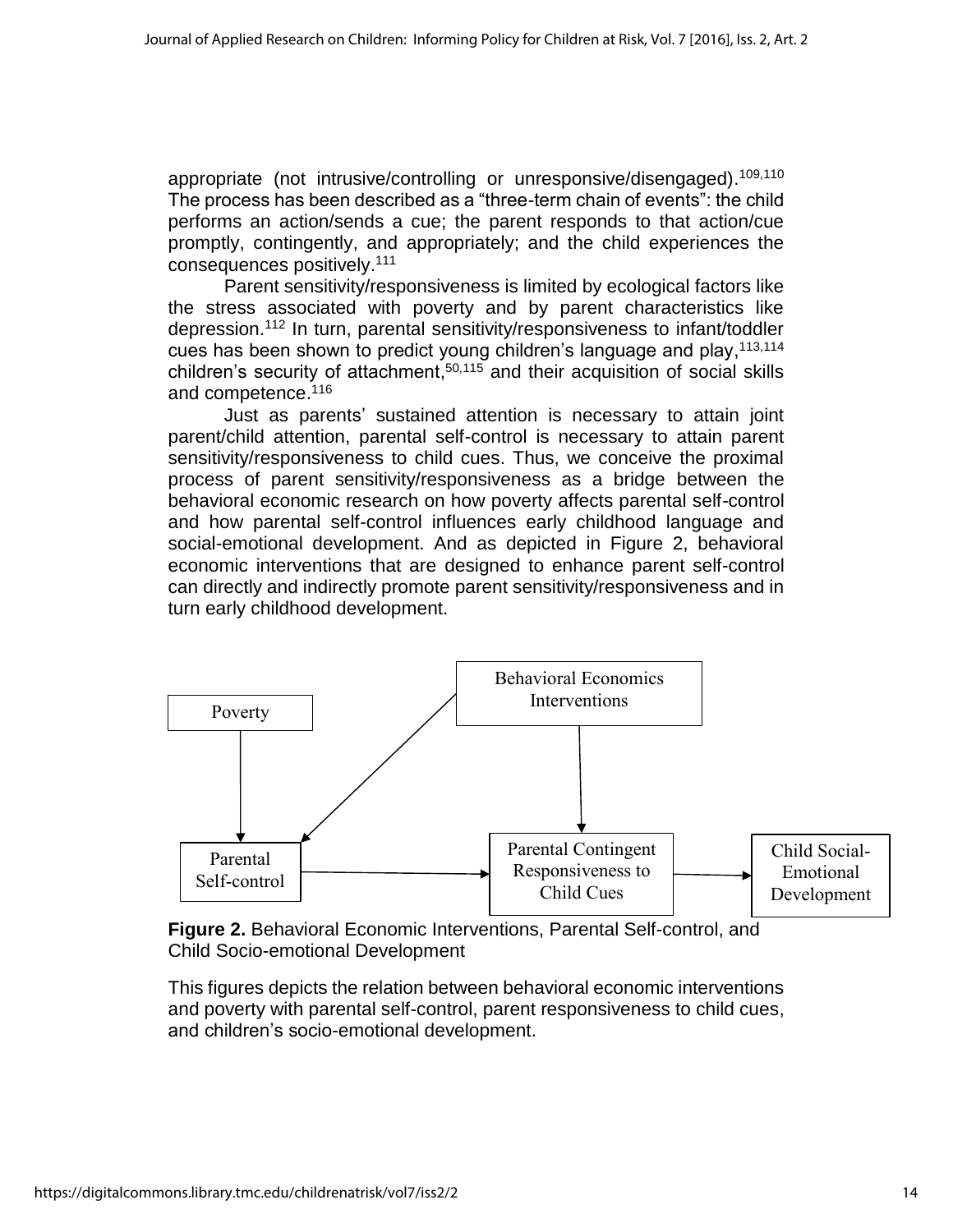appropriate (not intrusive/controlling or unresponsive/disengaged).[109,110] The process has been described as a "three-term chain of events": the child performs an action/sends a cue; the parent responds to that action/cue promptly, contingently, and appropriately; and the child experiences the consequences positively.[111]

Parent sensitivity/responsiveness is limited by ecological factors like the stress associated with poverty and by parent characteristics like depression.[112] In turn, parental sensitivity/responsiveness to infant/toddler cues has been shown to predict young children's language and play,[113,114] children's security of attachment,[50,115] and their acquisition of social skills and competence.[116]

Just as parents' sustained attention is necessary to attain joint parent/child attention, parental self-control is necessary to attain parent sensitivity/responsiveness to child cues. Thus, we conceive the proximal process of parent sensitivity/responsiveness as a bridge between the behavioral economic research on how poverty affects parental self-control and how parental self-control influences early childhood language and social-emotional development. And as depicted in Figure 2, behavioral economic interventions that are designed to enhance parent self-control can directly and indirectly promote parent sensitivity/responsiveness and in turn early childhood development.

Poverty

Behavioral Economics Interventions

Parental Self-control

Parental Contingent Responsiveness to Child Cues

Child Social-Emotional Development

**Figure 2.** Behavioral Economic Interventions, Parental Self-control, and Child Socio-emotional Development

This figures depicts the relation between behavioral economic interventions and poverty with parental self-control, parent responsiveness to child cues, and children's socio-emotional development.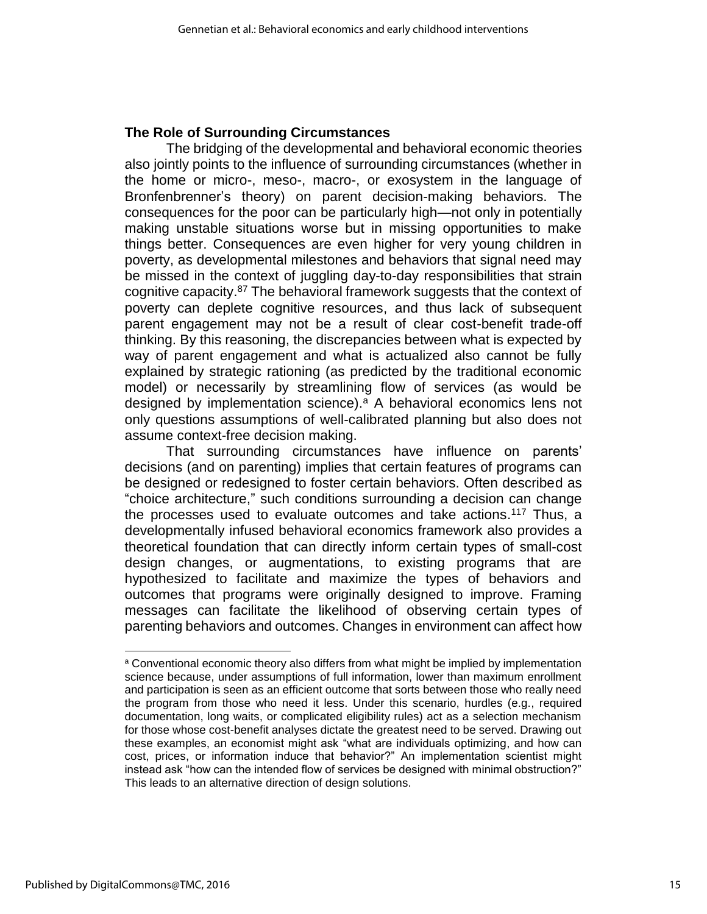### The Role of Surrounding Circumstances

The bridging of the developmental and behavioral economic theories also jointly points to the influence of surrounding circumstances (whether in the home or micro-, meso-, macro-, or exosystem in the language of Bronfenbrenner's theory) on parent decision-making behaviors. The consequences for the poor can be particularly high—not only in potentially making unstable situations worse but in missing opportunities to make things better. Consequences are even higher for very young children in poverty, as developmental milestones and behaviors that signal need may be missed in the context of juggling day-to-day responsibilities that strain cognitive capacity.[87] The behavioral framework suggests that the context of poverty can deplete cognitive resources, and thus lack of subsequent parent engagement may not be a result of clear cost-benefit trade-off thinking. By this reasoning, the discrepancies between what is expected by way of parent engagement and what is actualized also cannot be fully explained by strategic rationing (as predicted by the traditional economic model) or necessarily by streamlining flow of services (as would be designed by implementation science).[a] A behavioral economics lens not only questions assumptions of well-calibrated planning but also does not assume context-free decision making.

That surrounding circumstances have influence on parents' decisions (and on parenting) implies that certain features of programs can be designed or redesigned to foster certain behaviors. Often described as "choice architecture," such conditions surrounding a decision can change the processes used to evaluate outcomes and take actions.[117] Thus, a developmentally infused behavioral economics framework also provides a theoretical foundation that can directly inform certain types of small-cost design changes, or augmentations, to existing programs that are hypothesized to facilitate and maximize the types of behaviors and outcomes that programs were originally designed to improve. Framing messages can facilitate the likelihood of observing certain types of parenting behaviors and outcomes. Changes in environment can affect how

[a] Conventional economic theory also differs from what might be implied by implementation science because, under assumptions of full information, lower than maximum enrollment and participation is seen as an efficient outcome that sorts between those who really need the program from those who need it less. Under this scenario, hurdles (e.g., required documentation, long waits, or complicated eligibility rules) act as a selection mechanism for those whose cost-benefit analyses dictate the greatest need to be served. Drawing out these examples, an economist might ask "what are individuals optimizing, and how can cost, prices, or information induce that behavior?" An implementation scientist might instead ask "how can the intended flow of services be designed with minimal obstruction?" This leads to an alternative direction of design solutions.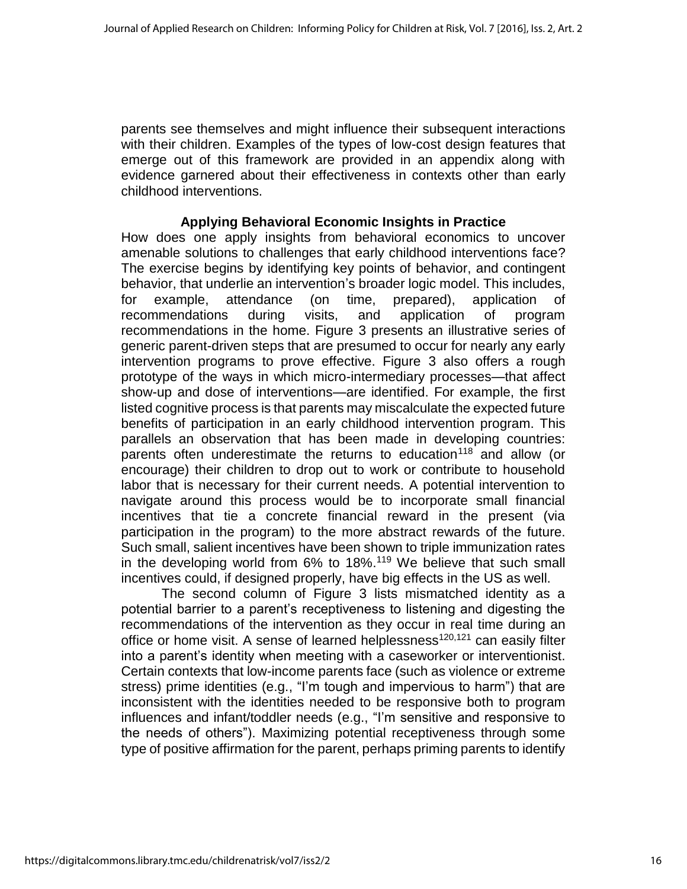parents see themselves and might influence their subsequent interactions with their children. Examples of the types of low-cost design features that emerge out of this framework are provided in an appendix along with evidence garnered about their effectiveness in contexts other than early childhood interventions.

## Applying Behavioral Economic Insights in Practice

How does one apply insights from behavioral economics to uncover amenable solutions to challenges that early childhood interventions face? The exercise begins by identifying key points of behavior, and contingent behavior, that underlie an intervention's broader logic model. This includes, for example, attendance (on time, prepared), application of recommendations during visits, and application of program recommendations in the home. Figure 3 presents an illustrative series of generic parent-driven steps that are presumed to occur for nearly any early intervention programs to prove effective. Figure 3 also offers a rough prototype of the ways in which micro-intermediary processes—that affect show-up and dose of interventions—are identified. For example, the first listed cognitive process is that parents may miscalculate the expected future benefits of participation in an early childhood intervention program. This parallels an observation that has been made in developing countries: parents often underestimate the returns to education[118] and allow (or encourage) their children to drop out to work or contribute to household labor that is necessary for their current needs. A potential intervention to navigate around this process would be to incorporate small financial incentives that tie a concrete financial reward in the present (via participation in the program) to the more abstract rewards of the future. Such small, salient incentives have been shown to triple immunization rates in the developing world from 6% to 18%.[119] We believe that such small incentives could, if designed properly, have big effects in the US as well.

The second column of Figure 3 lists mismatched identity as a potential barrier to a parent's receptiveness to listening and digesting the recommendations of the intervention as they occur in real time during an office or home visit. A sense of learned helplessness[120,121] can easily filter into a parent's identity when meeting with a caseworker or interventionist. Certain contexts that low-income parents face (such as violence or extreme stress) prime identities (e.g., "I'm tough and impervious to harm") that are inconsistent with the identities needed to be responsive both to program influences and infant/toddler needs (e.g., "I'm sensitive and responsive to the needs of others"). Maximizing potential receptiveness through some type of positive affirmation for the parent, perhaps priming parents to identify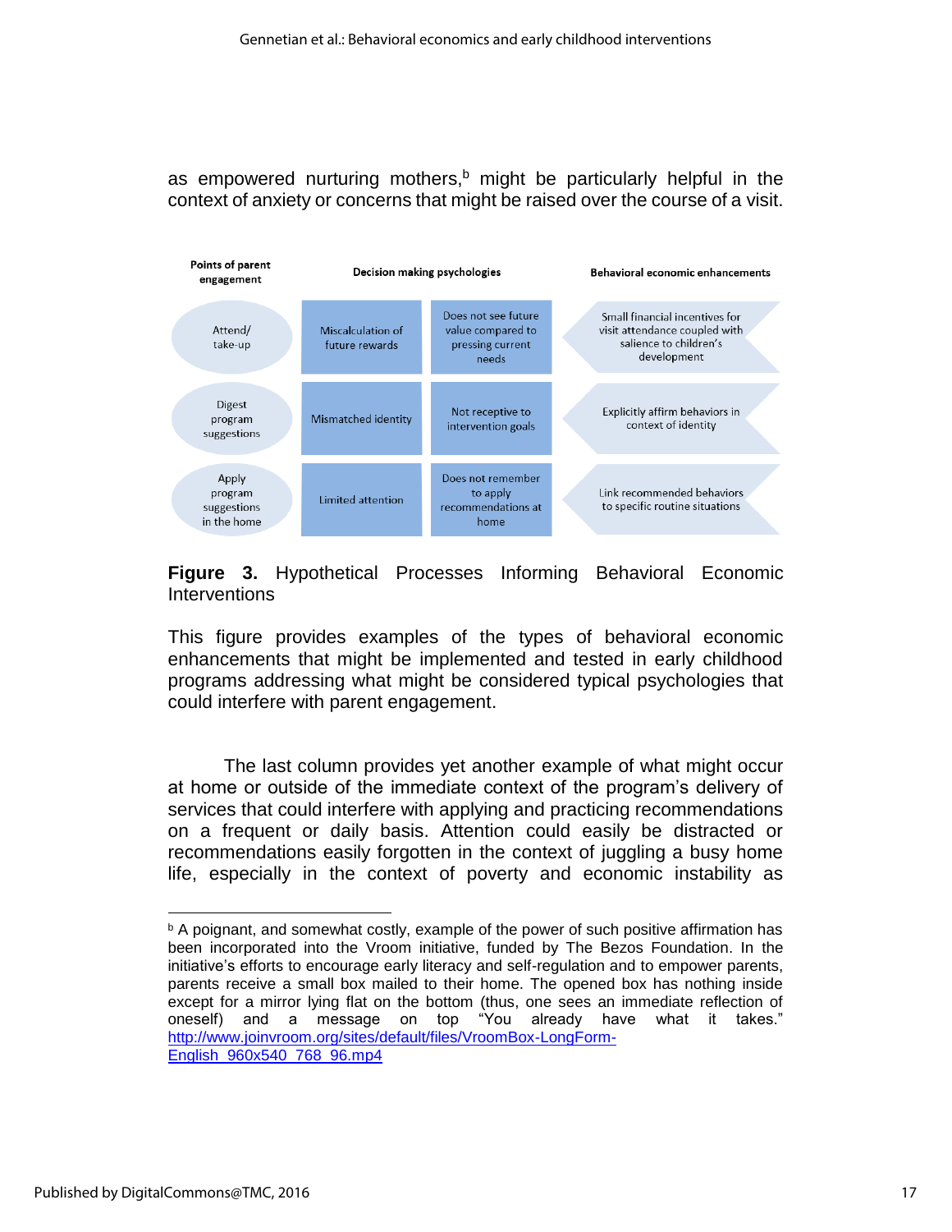as empowered nurturing mothers,[b] might be particularly helpful in the context of anxiety or concerns that might be raised over the course of a visit.

| Points of parent engagement | Decision making psychologies | | Behavioral economic enhancements |
|---|---|---|---|
| Attend/ take-up | Miscalculation of future rewards | Does not see future value compared to pressing current needs | Small financial incentives for visit attendance coupled with salience to children's development |
| Digest program suggestions | Mismatched identity | Not receptive to intervention goals | Explicitly affirm behaviors in context of identity |
| Apply program suggestions in the home | Limited attention | Does not remember to apply recommendations at home | Link recommended behaviors to specific routine situations |

**Figure 3.** Hypothetical Processes Informing Behavioral Economic Interventions

This figure provides examples of the types of behavioral economic enhancements that might be implemented and tested in early childhood programs addressing what might be considered typical psychologies that could interfere with parent engagement.

The last column provides yet another example of what might occur at home or outside of the immediate context of the program's delivery of services that could interfere with applying and practicing recommendations on a frequent or daily basis. Attention could easily be distracted or recommendations easily forgotten in the context of juggling a busy home life, especially in the context of poverty and economic instability as

---

[b] A poignant, and somewhat costly, example of the power of such positive affirmation has been incorporated into the Vroom initiative, funded by The Bezos Foundation. In the initiative's efforts to encourage early literacy and self-regulation and to empower parents, parents receive a small box mailed to their home. The opened box has nothing inside except for a mirror lying flat on the bottom (thus, one sees an immediate reflection of oneself) and a message on top "You already have what it takes." http://www.joinvroom.org/sites/default/files/VroomBox-LongForm-English_960x540_768_96.mp4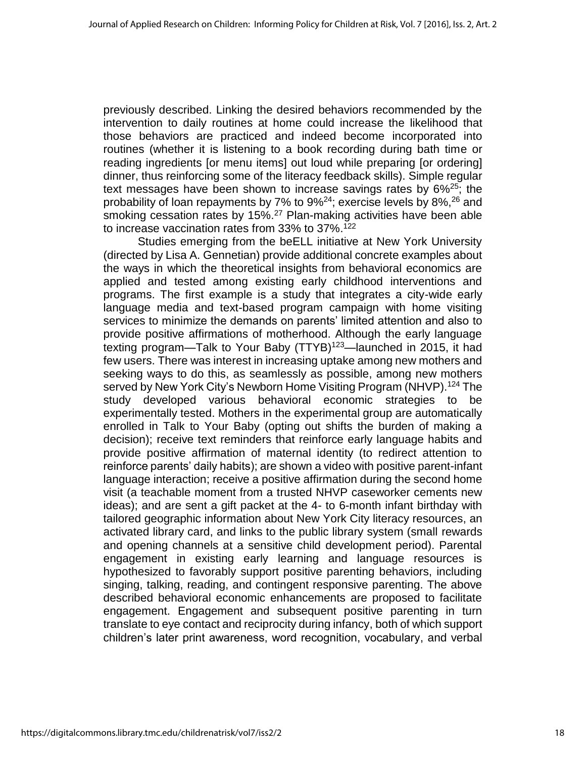previously described. Linking the desired behaviors recommended by the intervention to daily routines at home could increase the likelihood that those behaviors are practiced and indeed become incorporated into routines (whether it is listening to a book recording during bath time or reading ingredients [or menu items] out loud while preparing [or ordering] dinner, thus reinforcing some of the literacy feedback skills). Simple regular text messages have been shown to increase savings rates by 6%[25]; the probability of loan repayments by 7% to 9%[24]; exercise levels by 8%,[26] and smoking cessation rates by 15%.[27] Plan-making activities have been able to increase vaccination rates from 33% to 37%.[122]

Studies emerging from the beELL initiative at New York University (directed by Lisa A. Gennetian) provide additional concrete examples about the ways in which the theoretical insights from behavioral economics are applied and tested among existing early childhood interventions and programs. The first example is a study that integrates a city-wide early language media and text-based program campaign with home visiting services to minimize the demands on parents' limited attention and also to provide positive affirmations of motherhood. Although the early language texting program—Talk to Your Baby (TTYB)[123]—launched in 2015, it had few users. There was interest in increasing uptake among new mothers and seeking ways to do this, as seamlessly as possible, among new mothers served by New York City's Newborn Home Visiting Program (NHVP).[124] The study developed various behavioral economic strategies to be experimentally tested. Mothers in the experimental group are automatically enrolled in Talk to Your Baby (opting out shifts the burden of making a decision); receive text reminders that reinforce early language habits and provide positive affirmation of maternal identity (to redirect attention to reinforce parents' daily habits); are shown a video with positive parent-infant language interaction; receive a positive affirmation during the second home visit (a teachable moment from a trusted NHVP caseworker cements new ideas); and are sent a gift packet at the 4- to 6-month infant birthday with tailored geographic information about New York City literacy resources, an activated library card, and links to the public library system (small rewards and opening channels at a sensitive child development period). Parental engagement in existing early learning and language resources is hypothesized to favorably support positive parenting behaviors, including singing, talking, reading, and contingent responsive parenting. The above described behavioral economic enhancements are proposed to facilitate engagement. Engagement and subsequent positive parenting in turn translate to eye contact and reciprocity during infancy, both of which support children's later print awareness, word recognition, vocabulary, and verbal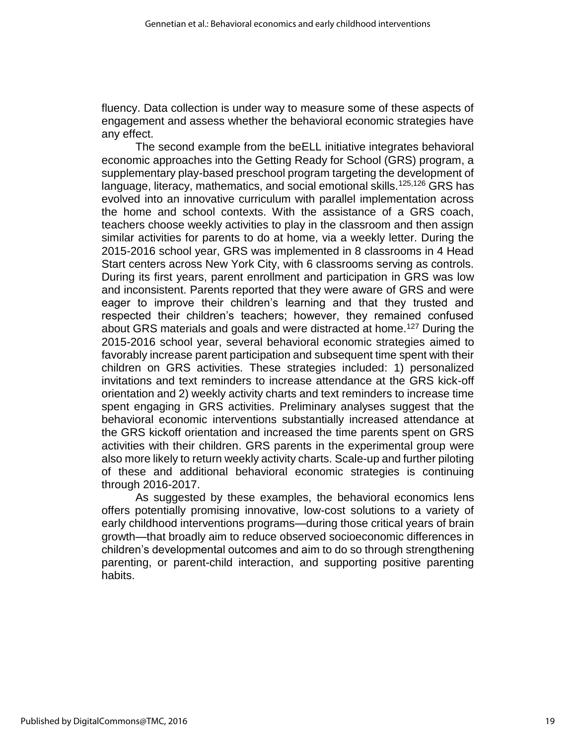fluency. Data collection is under way to measure some of these aspects of engagement and assess whether the behavioral economic strategies have any effect.

The second example from the beELL initiative integrates behavioral economic approaches into the Getting Ready for School (GRS) program, a supplementary play-based preschool program targeting the development of language, literacy, mathematics, and social emotional skills.[125,126] GRS has evolved into an innovative curriculum with parallel implementation across the home and school contexts. With the assistance of a GRS coach, teachers choose weekly activities to play in the classroom and then assign similar activities for parents to do at home, via a weekly letter. During the 2015-2016 school year, GRS was implemented in 8 classrooms in 4 Head Start centers across New York City, with 6 classrooms serving as controls. During its first years, parent enrollment and participation in GRS was low and inconsistent. Parents reported that they were aware of GRS and were eager to improve their children's learning and that they trusted and respected their children's teachers; however, they remained confused about GRS materials and goals and were distracted at home.[127] During the 2015-2016 school year, several behavioral economic strategies aimed to favorably increase parent participation and subsequent time spent with their children on GRS activities. These strategies included: 1) personalized invitations and text reminders to increase attendance at the GRS kick-off orientation and 2) weekly activity charts and text reminders to increase time spent engaging in GRS activities. Preliminary analyses suggest that the behavioral economic interventions substantially increased attendance at the GRS kickoff orientation and increased the time parents spent on GRS activities with their children. GRS parents in the experimental group were also more likely to return weekly activity charts. Scale-up and further piloting of these and additional behavioral economic strategies is continuing through 2016-2017.

As suggested by these examples, the behavioral economics lens offers potentially promising innovative, low-cost solutions to a variety of early childhood interventions programs—during those critical years of brain growth—that broadly aim to reduce observed socioeconomic differences in children's developmental outcomes and aim to do so through strengthening parenting, or parent-child interaction, and supporting positive parenting habits.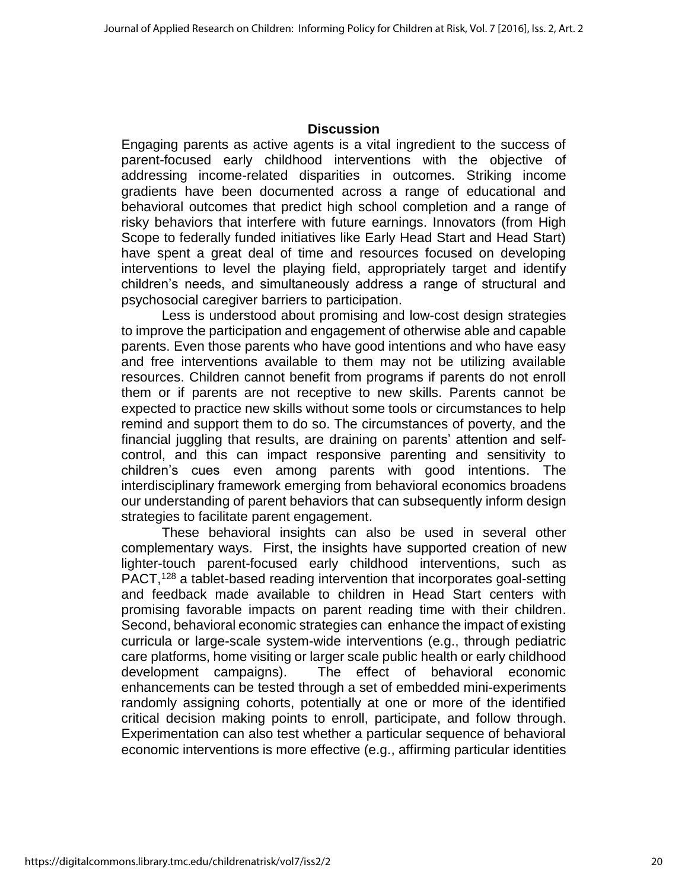## Discussion

Engaging parents as active agents is a vital ingredient to the success of parent-focused early childhood interventions with the objective of addressing income-related disparities in outcomes. Striking income gradients have been documented across a range of educational and behavioral outcomes that predict high school completion and a range of risky behaviors that interfere with future earnings. Innovators (from High Scope to federally funded initiatives like Early Head Start and Head Start) have spent a great deal of time and resources focused on developing interventions to level the playing field, appropriately target and identify children's needs, and simultaneously address a range of structural and psychosocial caregiver barriers to participation.

Less is understood about promising and low-cost design strategies to improve the participation and engagement of otherwise able and capable parents. Even those parents who have good intentions and who have easy and free interventions available to them may not be utilizing available resources. Children cannot benefit from programs if parents do not enroll them or if parents are not receptive to new skills. Parents cannot be expected to practice new skills without some tools or circumstances to help remind and support them to do so. The circumstances of poverty, and the financial juggling that results, are draining on parents' attention and self-control, and this can impact responsive parenting and sensitivity to children's cues even among parents with good intentions. The interdisciplinary framework emerging from behavioral economics broadens our understanding of parent behaviors that can subsequently inform design strategies to facilitate parent engagement.

These behavioral insights can also be used in several other complementary ways. First, the insights have supported creation of new lighter-touch parent-focused early childhood interventions, such as PACT,[128] a tablet-based reading intervention that incorporates goal-setting and feedback made available to children in Head Start centers with promising favorable impacts on parent reading time with their children. Second, behavioral economic strategies can enhance the impact of existing curricula or large-scale system-wide interventions (e.g., through pediatric care platforms, home visiting or larger scale public health or early childhood development campaigns). The effect of behavioral economic enhancements can be tested through a set of embedded mini-experiments randomly assigning cohorts, potentially at one or more of the identified critical decision making points to enroll, participate, and follow through. Experimentation can also test whether a particular sequence of behavioral economic interventions is more effective (e.g., affirming particular identities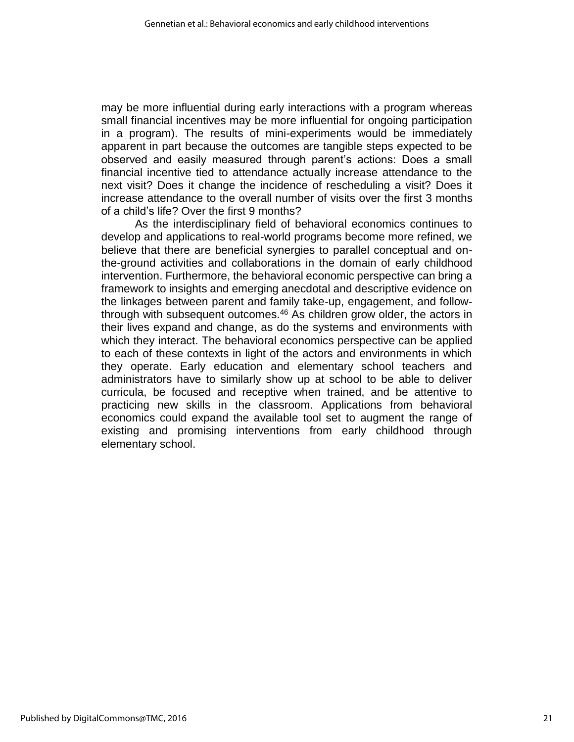may be more influential during early interactions with a program whereas small financial incentives may be more influential for ongoing participation in a program). The results of mini-experiments would be immediately apparent in part because the outcomes are tangible steps expected to be observed and easily measured through parent's actions: Does a small financial incentive tied to attendance actually increase attendance to the next visit? Does it change the incidence of rescheduling a visit? Does it increase attendance to the overall number of visits over the first 3 months of a child's life? Over the first 9 months?

As the interdisciplinary field of behavioral economics continues to develop and applications to real-world programs become more refined, we believe that there are beneficial synergies to parallel conceptual and on-the-ground activities and collaborations in the domain of early childhood intervention. Furthermore, the behavioral economic perspective can bring a framework to insights and emerging anecdotal and descriptive evidence on the linkages between parent and family take-up, engagement, and follow-through with subsequent outcomes.[46] As children grow older, the actors in their lives expand and change, as do the systems and environments with which they interact. The behavioral economics perspective can be applied to each of these contexts in light of the actors and environments in which they operate. Early education and elementary school teachers and administrators have to similarly show up at school to be able to deliver curricula, be focused and receptive when trained, and be attentive to practicing new skills in the classroom. Applications from behavioral economics could expand the available tool set to augment the range of existing and promising interventions from early childhood through elementary school.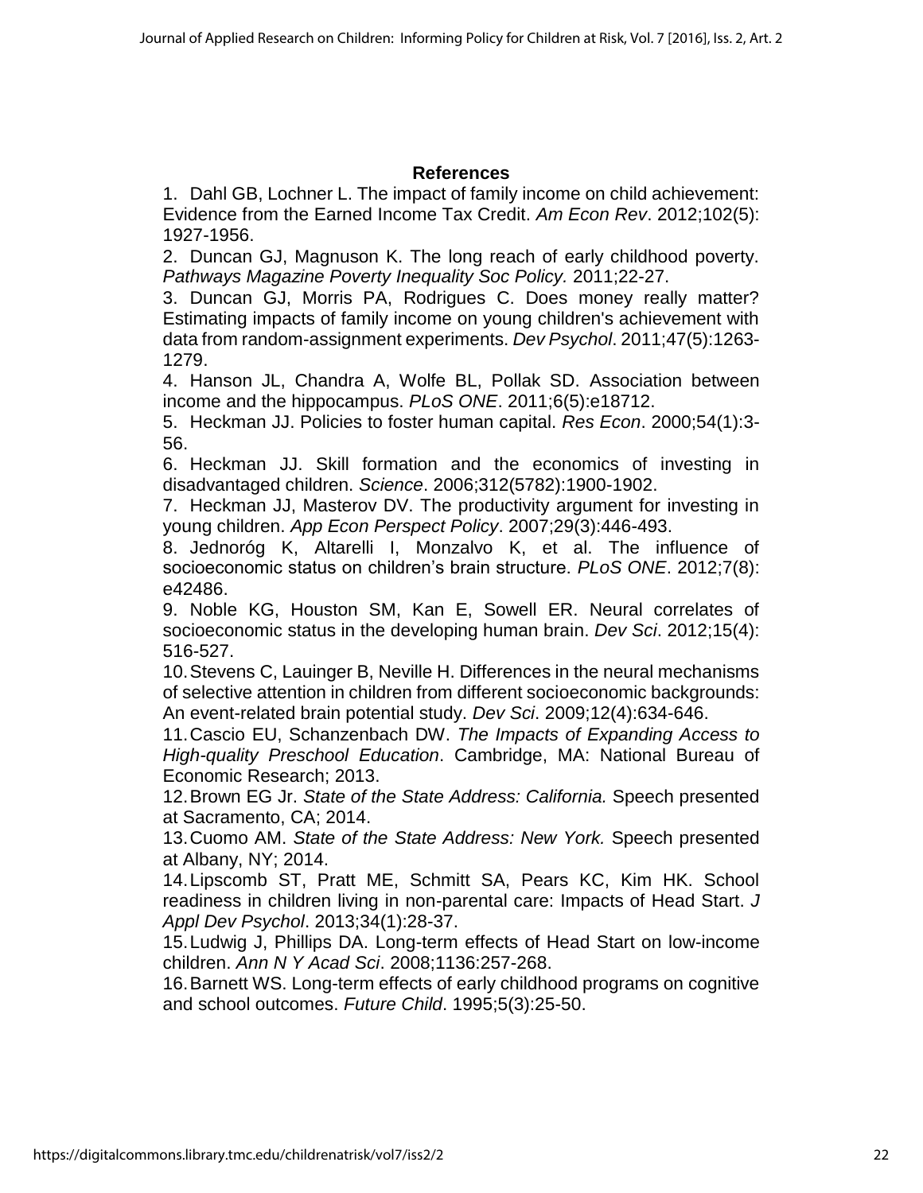## References

1. Dahl GB, Lochner L. The impact of family income on child achievement: Evidence from the Earned Income Tax Credit. *Am Econ Rev*. 2012;102(5): 1927-1956.
2. Duncan GJ, Magnuson K. The long reach of early childhood poverty. *Pathways Magazine Poverty Inequality Soc Policy*. 2011;22-27.
3. Duncan GJ, Morris PA, Rodrigues C. Does money really matter? Estimating impacts of family income on young children's achievement with data from random-assignment experiments. *Dev Psychol*. 2011;47(5):1263-1279.
4. Hanson JL, Chandra A, Wolfe BL, Pollak SD. Association between income and the hippocampus. *PLoS ONE*. 2011;6(5):e18712.
5. Heckman JJ. Policies to foster human capital. *Res Econ*. 2000;54(1):3-56.
6. Heckman JJ. Skill formation and the economics of investing in disadvantaged children. *Science*. 2006;312(5782):1900-1902.
7. Heckman JJ, Masterov DV. The productivity argument for investing in young children. *App Econ Perspect Policy*. 2007;29(3):446-493.
8. Jednoróg K, Altarelli I, Monzalvo K, et al. The influence of socioeconomic status on children's brain structure. *PLoS ONE*. 2012;7(8): e42486.
9. Noble KG, Houston SM, Kan E, Sowell ER. Neural correlates of socioeconomic status in the developing human brain. *Dev Sci*. 2012;15(4): 516-527.
10. Stevens C, Lauinger B, Neville H. Differences in the neural mechanisms of selective attention in children from different socioeconomic backgrounds: An event-related brain potential study. *Dev Sci*. 2009;12(4):634-646.
11. Cascio EU, Schanzenbach DW. *The Impacts of Expanding Access to High-quality Preschool Education*. Cambridge, MA: National Bureau of Economic Research; 2013.
12. Brown EG Jr. *State of the State Address: California.* Speech presented at Sacramento, CA; 2014.
13. Cuomo AM. *State of the State Address: New York.* Speech presented at Albany, NY; 2014.
14. Lipscomb ST, Pratt ME, Schmitt SA, Pears KC, Kim HK. School readiness in children living in non-parental care: Impacts of Head Start. *J Appl Dev Psychol*. 2013;34(1):28-37.
15. Ludwig J, Phillips DA. Long-term effects of Head Start on low-income children. *Ann N Y Acad Sci*. 2008;1136:257-268.
16. Barnett WS. Long-term effects of early childhood programs on cognitive and school outcomes. *Future Child*. 1995;5(3):25-50.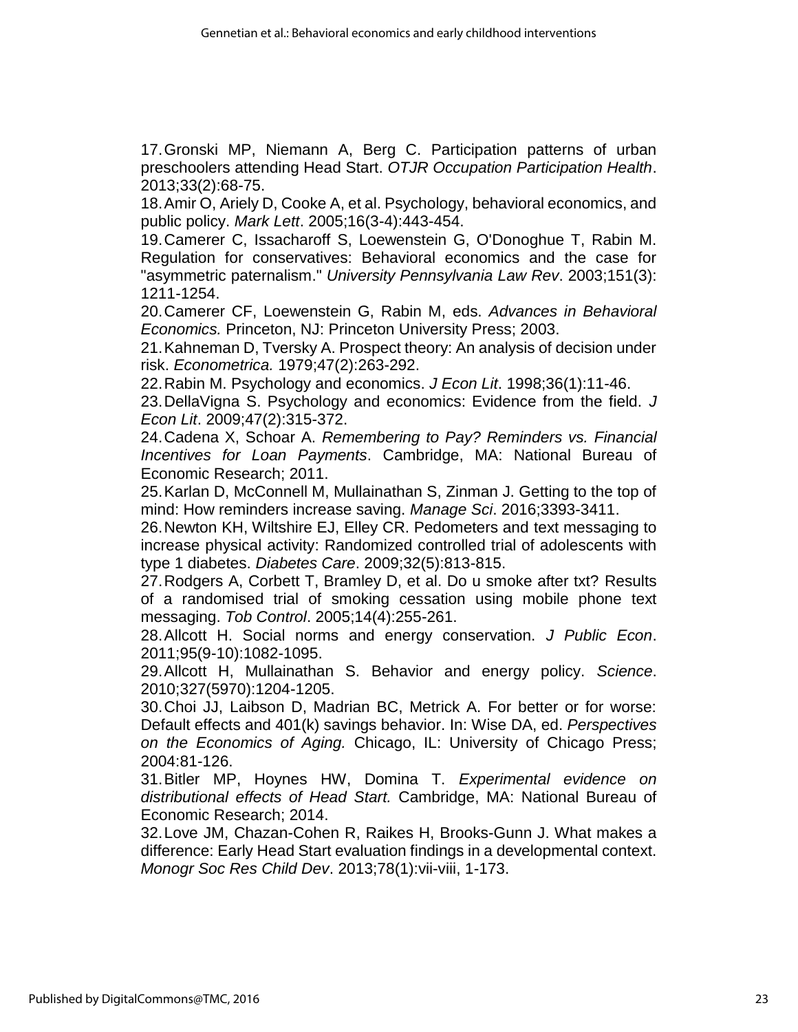17. Gronski MP, Niemann A, Berg C. Participation patterns of urban preschoolers attending Head Start. *OTJR Occupation Participation Health*. 2013;33(2):68-75.

18. Amir O, Ariely D, Cooke A, et al. Psychology, behavioral economics, and public policy. *Mark Lett*. 2005;16(3-4):443-454.

19. Camerer C, Issacharoff S, Loewenstein G, O'Donoghue T, Rabin M. Regulation for conservatives: Behavioral economics and the case for "asymmetric paternalism." *University Pennsylvania Law Rev*. 2003;151(3): 1211-1254.

20. Camerer CF, Loewenstein G, Rabin M, eds. *Advances in Behavioral Economics.* Princeton, NJ: Princeton University Press; 2003.

21. Kahneman D, Tversky A. Prospect theory: An analysis of decision under risk. *Econometrica.* 1979;47(2):263-292.

22. Rabin M. Psychology and economics. *J Econ Lit*. 1998;36(1):11-46.

23. DellaVigna S. Psychology and economics: Evidence from the field. *J Econ Lit*. 2009;47(2):315-372.

24. Cadena X, Schoar A. *Remembering to Pay? Reminders vs. Financial Incentives for Loan Payments*. Cambridge, MA: National Bureau of Economic Research; 2011.

25. Karlan D, McConnell M, Mullainathan S, Zinman J. Getting to the top of mind: How reminders increase saving. *Manage Sci*. 2016;3393-3411.

26. Newton KH, Wiltshire EJ, Elley CR. Pedometers and text messaging to increase physical activity: Randomized controlled trial of adolescents with type 1 diabetes. *Diabetes Care*. 2009;32(5):813-815.

27. Rodgers A, Corbett T, Bramley D, et al. Do u smoke after txt? Results of a randomised trial of smoking cessation using mobile phone text messaging. *Tob Control*. 2005;14(4):255-261.

28. Allcott H. Social norms and energy conservation. *J Public Econ*. 2011;95(9-10):1082-1095.

29. Allcott H, Mullainathan S. Behavior and energy policy. *Science*. 2010;327(5970):1204-1205.

30. Choi JJ, Laibson D, Madrian BC, Metrick A. For better or for worse: Default effects and 401(k) savings behavior. In: Wise DA, ed. *Perspectives on the Economics of Aging.* Chicago, IL: University of Chicago Press; 2004:81-126.

31. Bitler MP, Hoynes HW, Domina T. *Experimental evidence on distributional effects of Head Start.* Cambridge, MA: National Bureau of Economic Research; 2014.

32. Love JM, Chazan-Cohen R, Raikes H, Brooks-Gunn J. What makes a difference: Early Head Start evaluation findings in a developmental context. *Monogr Soc Res Child Dev*. 2013;78(1):vii-viii, 1-173.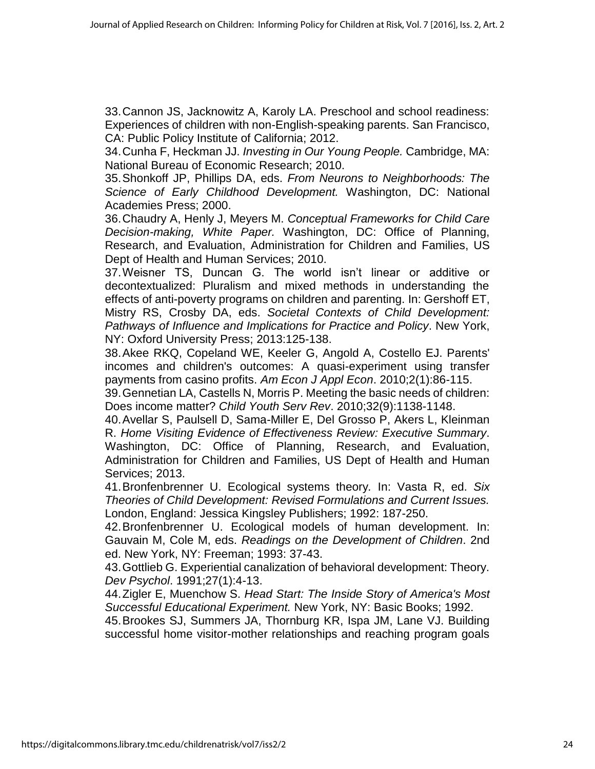33. Cannon JS, Jacknowitz A, Karoly LA. Preschool and school readiness: Experiences of children with non-English-speaking parents. San Francisco, CA: Public Policy Institute of California; 2012.

34. Cunha F, Heckman JJ. *Investing in Our Young People.* Cambridge, MA: National Bureau of Economic Research; 2010.

35. Shonkoff JP, Phillips DA, eds. *From Neurons to Neighborhoods: The Science of Early Childhood Development.* Washington, DC: National Academies Press; 2000.

36. Chaudry A, Henly J, Meyers M. *Conceptual Frameworks for Child Care Decision-making, White Paper.* Washington, DC: Office of Planning, Research, and Evaluation, Administration for Children and Families, US Dept of Health and Human Services; 2010.

37. Weisner TS, Duncan G. The world isn't linear or additive or decontextualized: Pluralism and mixed methods in understanding the effects of anti-poverty programs on children and parenting. In: Gershoff ET, Mistry RS, Crosby DA, eds. *Societal Contexts of Child Development: Pathways of Influence and Implications for Practice and Policy*. New York, NY: Oxford University Press; 2013:125-138.

38. Akee RKQ, Copeland WE, Keeler G, Angold A, Costello EJ. Parents' incomes and children's outcomes: A quasi-experiment using transfer payments from casino profits. *Am Econ J Appl Econ*. 2010;2(1):86-115.

39. Gennetian LA, Castells N, Morris P. Meeting the basic needs of children: Does income matter? *Child Youth Serv Rev*. 2010;32(9):1138-1148.

40. Avellar S, Paulsell D, Sama-Miller E, Del Grosso P, Akers L, Kleinman R. *Home Visiting Evidence of Effectiveness Review: Executive Summary*. Washington, DC: Office of Planning, Research, and Evaluation, Administration for Children and Families, US Dept of Health and Human Services; 2013.

41. Bronfenbrenner U. Ecological systems theory*.* In: Vasta R, ed. *Six Theories of Child Development: Revised Formulations and Current Issues.* London, England: Jessica Kingsley Publishers; 1992: 187-250.

42. Bronfenbrenner U. Ecological models of human development. In: Gauvain M, Cole M, eds. *Readings on the Development of Children*. 2nd ed. New York, NY: Freeman; 1993: 37-43.

43. Gottlieb G. Experiential canalization of behavioral development: Theory. *Dev Psychol*. 1991;27(1):4-13.

44. Zigler E, Muenchow S. *Head Start: The Inside Story of America's Most Successful Educational Experiment.* New York, NY: Basic Books; 1992.

45. Brookes SJ, Summers JA, Thornburg KR, Ispa JM, Lane VJ. Building successful home visitor-mother relationships and reaching program goals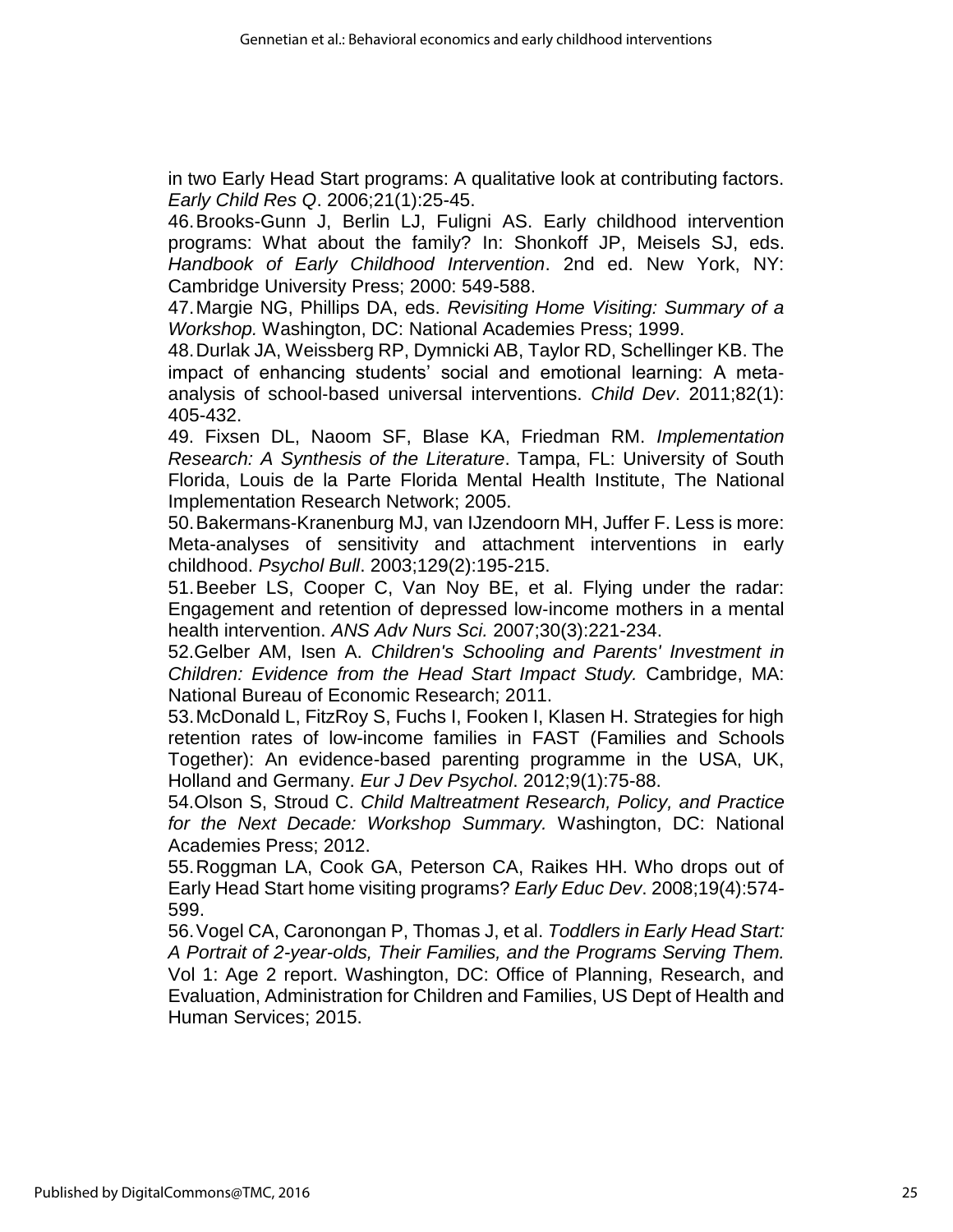in two Early Head Start programs: A qualitative look at contributing factors. *Early Child Res Q*. 2006;21(1):25-45.

46. Brooks-Gunn J, Berlin LJ, Fuligni AS. Early childhood intervention programs: What about the family? In: Shonkoff JP, Meisels SJ, eds. *Handbook of Early Childhood Intervention*. 2nd ed. New York, NY: Cambridge University Press; 2000: 549-588.

47. Margie NG, Phillips DA, eds. *Revisiting Home Visiting: Summary of a Workshop.* Washington, DC: National Academies Press; 1999.

48. Durlak JA, Weissberg RP, Dymnicki AB, Taylor RD, Schellinger KB. The impact of enhancing students' social and emotional learning: A meta-analysis of school-based universal interventions. *Child Dev*. 2011;82(1): 405-432.

49. Fixsen DL, Naoom SF, Blase KA, Friedman RM. *Implementation Research: A Synthesis of the Literature*. Tampa, FL: University of South Florida, Louis de la Parte Florida Mental Health Institute, The National Implementation Research Network; 2005.

50. Bakermans-Kranenburg MJ, van IJzendoorn MH, Juffer F. Less is more: Meta-analyses of sensitivity and attachment interventions in early childhood. *Psychol Bull*. 2003;129(2):195-215.

51. Beeber LS, Cooper C, Van Noy BE, et al. Flying under the radar: Engagement and retention of depressed low-income mothers in a mental health intervention. *ANS Adv Nurs Sci.* 2007;30(3):221-234.

52. Gelber AM, Isen A. *Children's Schooling and Parents' Investment in Children: Evidence from the Head Start Impact Study.* Cambridge, MA: National Bureau of Economic Research; 2011.

53. McDonald L, FitzRoy S, Fuchs I, Fooken I, Klasen H. Strategies for high retention rates of low-income families in FAST (Families and Schools Together): An evidence-based parenting programme in the USA, UK, Holland and Germany. *Eur J Dev Psychol*. 2012;9(1):75-88.

54. Olson S, Stroud C. *Child Maltreatment Research, Policy, and Practice for the Next Decade: Workshop Summary.* Washington, DC: National Academies Press; 2012.

55. Roggman LA, Cook GA, Peterson CA, Raikes HH. Who drops out of Early Head Start home visiting programs? *Early Educ Dev*. 2008;19(4):574-599.

56. Vogel CA, Caronongan P, Thomas J, et al. *Toddlers in Early Head Start: A Portrait of 2-year-olds, Their Families, and the Programs Serving Them.* Vol 1: Age 2 report. Washington, DC: Office of Planning, Research, and Evaluation, Administration for Children and Families, US Dept of Health and Human Services; 2015.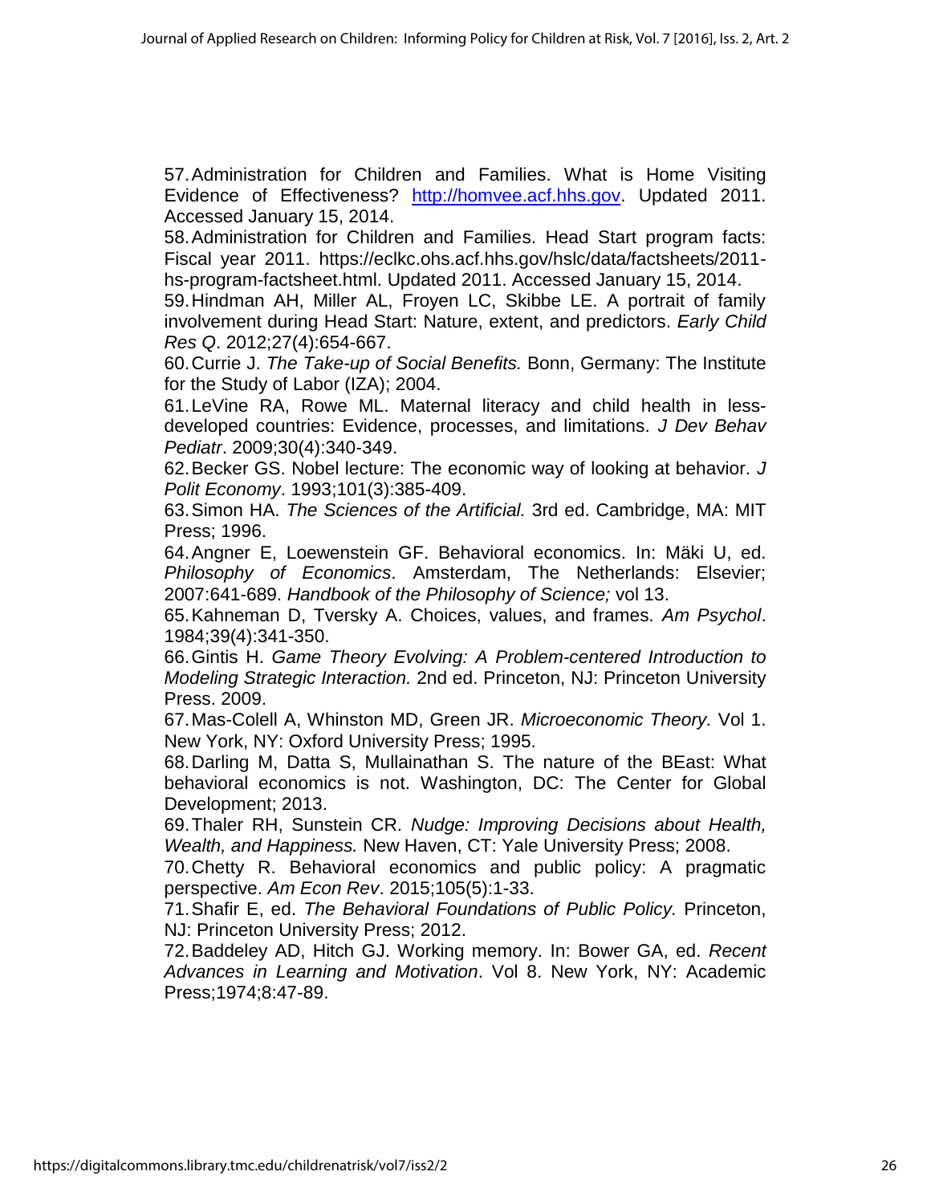57. Administration for Children and Families. What is Home Visiting Evidence of Effectiveness? http://homvee.acf.hhs.gov. Updated 2011. Accessed January 15, 2014.

58. Administration for Children and Families. Head Start program facts: Fiscal year 2011. https://eclkc.ohs.acf.hhs.gov/hslc/data/factsheets/2011-hs-program-factsheet.html. Updated 2011. Accessed January 15, 2014.

59. Hindman AH, Miller AL, Froyen LC, Skibbe LE. A portrait of family involvement during Head Start: Nature, extent, and predictors. *Early Child Res Q*. 2012;27(4):654-667.

60. Currie J. *The Take-up of Social Benefits.* Bonn, Germany: The Institute for the Study of Labor (IZA); 2004.

61. LeVine RA, Rowe ML. Maternal literacy and child health in less-developed countries: Evidence, processes, and limitations. *J Dev Behav Pediatr*. 2009;30(4):340-349.

62. Becker GS. Nobel lecture: The economic way of looking at behavior. *J Polit Economy*. 1993;101(3):385-409.

63. Simon HA. *The Sciences of the Artificial.* 3rd ed. Cambridge, MA: MIT Press; 1996.

64. Angner E, Loewenstein GF. Behavioral economics. In: Mäki U, ed. *Philosophy of Economics*. Amsterdam, The Netherlands: Elsevier; 2007:641-689. *Handbook of the Philosophy of Science;* vol 13.

65. Kahneman D, Tversky A. Choices, values, and frames. *Am Psychol*. 1984;39(4):341-350.

66. Gintis H. *Game Theory Evolving: A Problem-centered Introduction to Modeling Strategic Interaction.* 2nd ed. Princeton, NJ: Princeton University Press. 2009.

67. Mas-Colell A, Whinston MD, Green JR. *Microeconomic Theory.* Vol 1. New York, NY: Oxford University Press; 1995.

68. Darling M, Datta S, Mullainathan S. The nature of the BEast: What behavioral economics is not. Washington, DC: The Center for Global Development; 2013.

69. Thaler RH, Sunstein CR. *Nudge: Improving Decisions about Health, Wealth, and Happiness.* New Haven, CT: Yale University Press; 2008.

70. Chetty R. Behavioral economics and public policy: A pragmatic perspective. *Am Econ Rev*. 2015;105(5):1-33.

71. Shafir E, ed. *The Behavioral Foundations of Public Policy.* Princeton, NJ: Princeton University Press; 2012.

72. Baddeley AD, Hitch GJ. Working memory. In: Bower GA, ed. *Recent Advances in Learning and Motivation*. Vol 8. New York, NY: Academic Press;1974;8:47-89.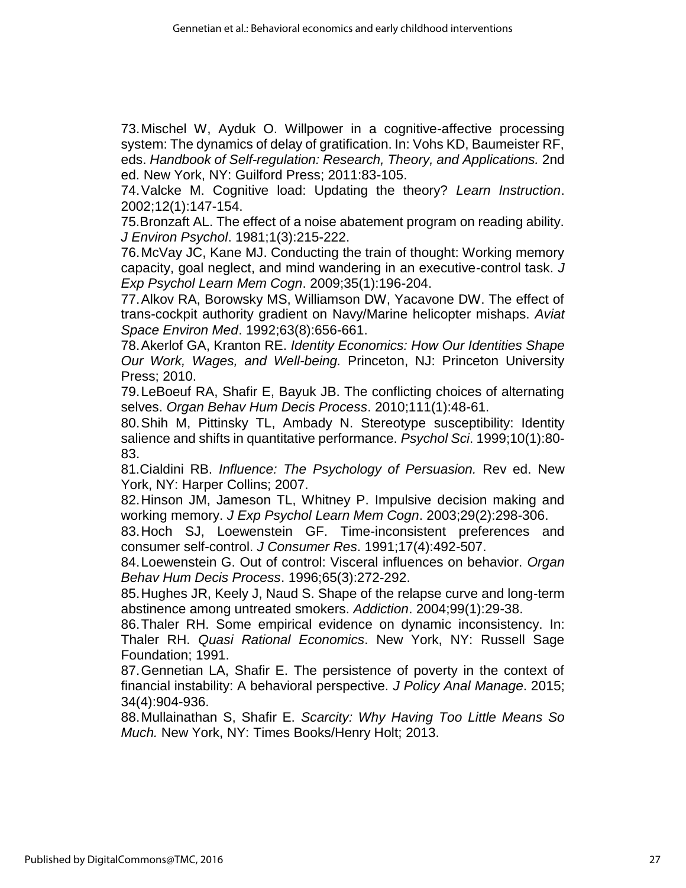73. Mischel W, Ayduk O. Willpower in a cognitive-affective processing system: The dynamics of delay of gratification. In: Vohs KD, Baumeister RF, eds. *Handbook of Self-regulation: Research, Theory, and Applications.* 2nd ed. New York, NY: Guilford Press; 2011:83-105.

74. Valcke M. Cognitive load: Updating the theory? *Learn Instruction*. 2002;12(1):147-154.

75. Bronzaft AL. The effect of a noise abatement program on reading ability. *J Environ Psychol*. 1981;1(3):215-222.

76. McVay JC, Kane MJ. Conducting the train of thought: Working memory capacity, goal neglect, and mind wandering in an executive-control task. *J Exp Psychol Learn Mem Cogn*. 2009;35(1):196-204.

77. Alkov RA, Borowsky MS, Williamson DW, Yacavone DW. The effect of trans-cockpit authority gradient on Navy/Marine helicopter mishaps. *Aviat Space Environ Med*. 1992;63(8):656-661.

78. Akerlof GA, Kranton RE. *Identity Economics: How Our Identities Shape Our Work, Wages, and Well-being.* Princeton, NJ: Princeton University Press; 2010.

79. LeBoeuf RA, Shafir E, Bayuk JB. The conflicting choices of alternating selves. *Organ Behav Hum Decis Process*. 2010;111(1):48-61.

80. Shih M, Pittinsky TL, Ambady N. Stereotype susceptibility: Identity salience and shifts in quantitative performance. *Psychol Sci*. 1999;10(1):80-83.

81. Cialdini RB. *Influence: The Psychology of Persuasion.* Rev ed. New York, NY: Harper Collins; 2007.

82. Hinson JM, Jameson TL, Whitney P. Impulsive decision making and working memory. *J Exp Psychol Learn Mem Cogn*. 2003;29(2):298-306.

83. Hoch SJ, Loewenstein GF. Time-inconsistent preferences and consumer self-control. *J Consumer Res*. 1991;17(4):492-507.

84. Loewenstein G. Out of control: Visceral influences on behavior. *Organ Behav Hum Decis Process*. 1996;65(3):272-292.

85. Hughes JR, Keely J, Naud S. Shape of the relapse curve and long-term abstinence among untreated smokers. *Addiction*. 2004;99(1):29-38.

86. Thaler RH. Some empirical evidence on dynamic inconsistency. In: Thaler RH. *Quasi Rational Economics*. New York, NY: Russell Sage Foundation; 1991.

87. Gennetian LA, Shafir E. The persistence of poverty in the context of financial instability: A behavioral perspective. *J Policy Anal Manage*. 2015; 34(4):904-936.

88. Mullainathan S, Shafir E. *Scarcity: Why Having Too Little Means So Much.* New York, NY: Times Books/Henry Holt; 2013.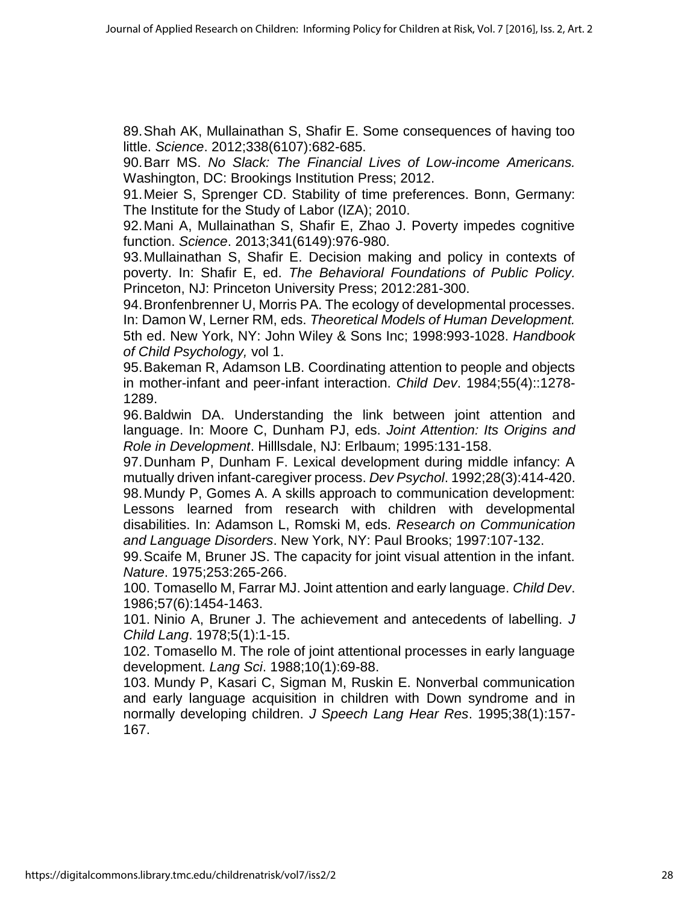89. Shah AK, Mullainathan S, Shafir E. Some consequences of having too little. *Science*. 2012;338(6107):682-685.

90. Barr MS. *No Slack: The Financial Lives of Low-income Americans.* Washington, DC: Brookings Institution Press; 2012.

91. Meier S, Sprenger CD. Stability of time preferences. Bonn, Germany: The Institute for the Study of Labor (IZA); 2010.

92. Mani A, Mullainathan S, Shafir E, Zhao J. Poverty impedes cognitive function. *Science*. 2013;341(6149):976-980.

93. Mullainathan S, Shafir E. Decision making and policy in contexts of poverty. In: Shafir E, ed. *The Behavioral Foundations of Public Policy.* Princeton, NJ: Princeton University Press; 2012:281-300.

94. Bronfenbrenner U, Morris PA. The ecology of developmental processes. In: Damon W, Lerner RM, eds. *Theoretical Models of Human Development.* 5th ed. New York, NY: John Wiley & Sons Inc; 1998:993-1028. *Handbook of Child Psychology,* vol 1.

95. Bakeman R, Adamson LB. Coordinating attention to people and objects in mother-infant and peer-infant interaction. *Child Dev*. 1984;55(4)::1278-1289.

96. Baldwin DA. Understanding the link between joint attention and language. In: Moore C, Dunham PJ, eds. *Joint Attention: Its Origins and Role in Development*. Hilllsdale, NJ: Erlbaum; 1995:131-158.

97. Dunham P, Dunham F. Lexical development during middle infancy: A mutually driven infant-caregiver process. *Dev Psychol*. 1992;28(3):414-420.

98. Mundy P, Gomes A. A skills approach to communication development: Lessons learned from research with children with developmental disabilities. In: Adamson L, Romski M, eds. *Research on Communication and Language Disorders*. New York, NY: Paul Brooks; 1997:107-132.

99. Scaife M, Bruner JS. The capacity for joint visual attention in the infant. *Nature*. 1975;253:265-266.

100. Tomasello M, Farrar MJ. Joint attention and early language. *Child Dev*. 1986;57(6):1454-1463.

101. Ninio A, Bruner J. The achievement and antecedents of labelling. *J Child Lang*. 1978;5(1):1-15.

102. Tomasello M. The role of joint attentional processes in early language development. *Lang Sci*. 1988;10(1):69-88.

103. Mundy P, Kasari C, Sigman M, Ruskin E. Nonverbal communication and early language acquisition in children with Down syndrome and in normally developing children. *J Speech Lang Hear Res*. 1995;38(1):157-167.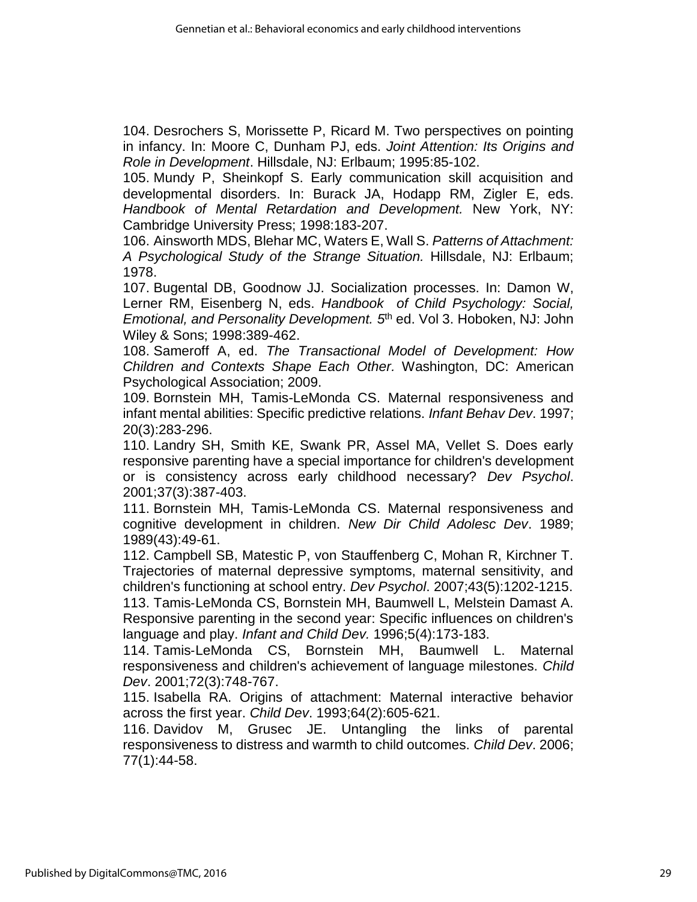104. Desrochers S, Morissette P, Ricard M. Two perspectives on pointing in infancy. In: Moore C, Dunham PJ, eds. *Joint Attention: Its Origins and Role in Development*. Hillsdale, NJ: Erlbaum; 1995:85-102.

105. Mundy P, Sheinkopf S. Early communication skill acquisition and developmental disorders. In: Burack JA, Hodapp RM, Zigler E, eds. *Handbook of Mental Retardation and Development.* New York, NY: Cambridge University Press; 1998:183-207.

106. Ainsworth MDS, Blehar MC, Waters E, Wall S. *Patterns of Attachment: A Psychological Study of the Strange Situation.* Hillsdale, NJ: Erlbaum; 1978.

107. Bugental DB, Goodnow JJ. Socialization processes. In: Damon W, Lerner RM, Eisenberg N, eds. *Handbook of Child Psychology: Social, Emotional, and Personality Development. 5*th ed. Vol 3. Hoboken, NJ: John Wiley & Sons; 1998:389-462.

108. Sameroff A, ed. *The Transactional Model of Development: How Children and Contexts Shape Each Other.* Washington, DC: American Psychological Association; 2009.

109. Bornstein MH, Tamis-LeMonda CS. Maternal responsiveness and infant mental abilities: Specific predictive relations. *Infant Behav Dev*. 1997; 20(3):283-296.

110. Landry SH, Smith KE, Swank PR, Assel MA, Vellet S. Does early responsive parenting have a special importance for children's development or is consistency across early childhood necessary? *Dev Psychol*. 2001;37(3):387-403.

111. Bornstein MH, Tamis-LeMonda CS. Maternal responsiveness and cognitive development in children. *New Dir Child Adolesc Dev*. 1989; 1989(43):49-61.

112. Campbell SB, Matestic P, von Stauffenberg C, Mohan R, Kirchner T. Trajectories of maternal depressive symptoms, maternal sensitivity, and children's functioning at school entry. *Dev Psychol*. 2007;43(5):1202-1215.

113. Tamis-LeMonda CS, Bornstein MH, Baumwell L, Melstein Damast A. Responsive parenting in the second year: Specific influences on children's language and play. *Infant and Child Dev.* 1996;5(4):173-183.

114. Tamis-LeMonda CS, Bornstein MH, Baumwell L. Maternal responsiveness and children's achievement of language milestones. *Child Dev*. 2001;72(3):748-767.

115. Isabella RA. Origins of attachment: Maternal interactive behavior across the first year. *Child Dev*. 1993;64(2):605-621.

116. Davidov M, Grusec JE. Untangling the links of parental responsiveness to distress and warmth to child outcomes. *Child Dev*. 2006; 77(1):44-58.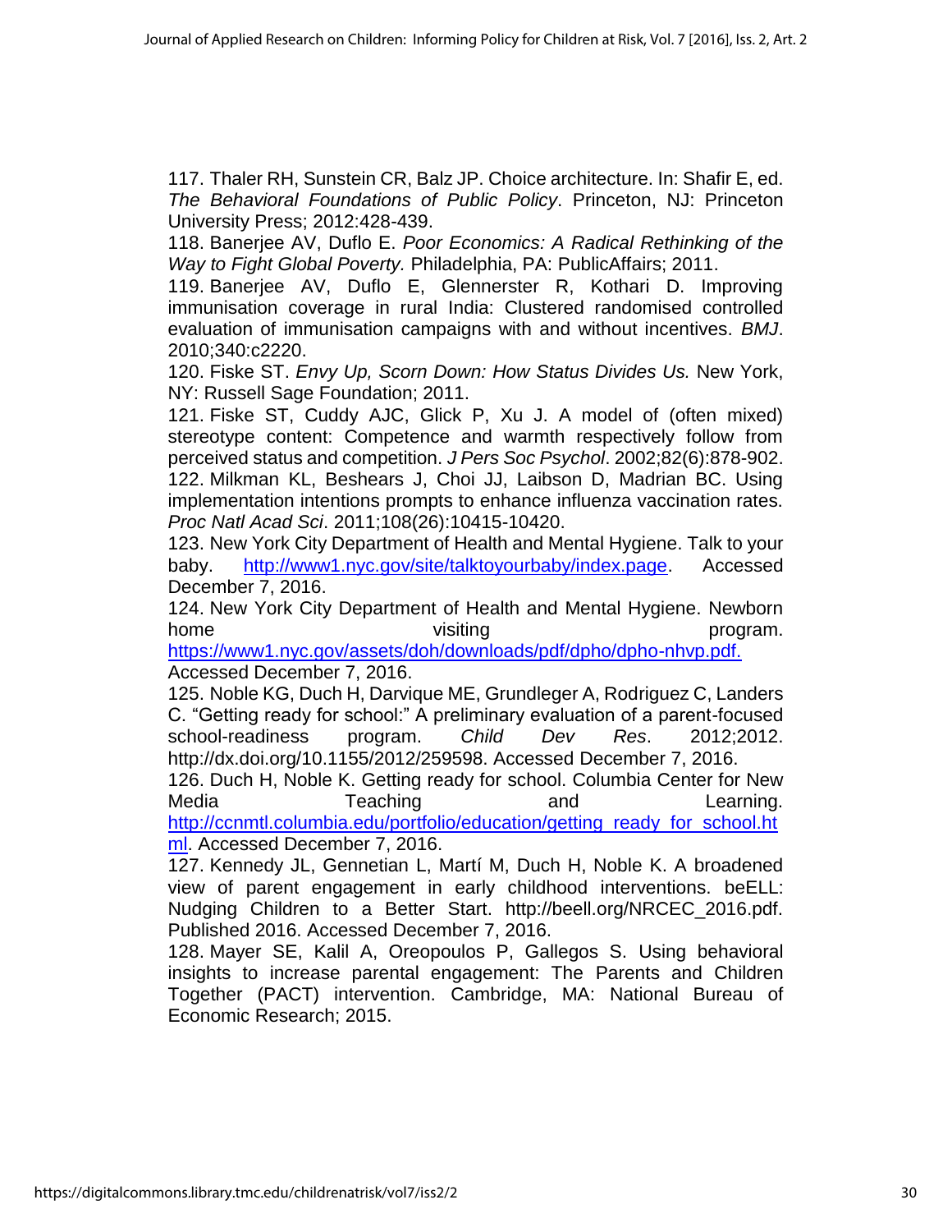117. Thaler RH, Sunstein CR, Balz JP. Choice architecture. In: Shafir E, ed. *The Behavioral Foundations of Public Policy*. Princeton, NJ: Princeton University Press; 2012:428-439.

118. Banerjee AV, Duflo E. *Poor Economics: A Radical Rethinking of the Way to Fight Global Poverty.* Philadelphia, PA: PublicAffairs; 2011.

119. Banerjee AV, Duflo E, Glennerster R, Kothari D. Improving immunisation coverage in rural India: Clustered randomised controlled evaluation of immunisation campaigns with and without incentives. *BMJ*. 2010;340:c2220.

120. Fiske ST. *Envy Up, Scorn Down: How Status Divides Us.* New York, NY: Russell Sage Foundation; 2011.

121. Fiske ST, Cuddy AJC, Glick P, Xu J. A model of (often mixed) stereotype content: Competence and warmth respectively follow from perceived status and competition. *J Pers Soc Psychol*. 2002;82(6):878-902.

122. Milkman KL, Beshears J, Choi JJ, Laibson D, Madrian BC. Using implementation intentions prompts to enhance influenza vaccination rates. *Proc Natl Acad Sci*. 2011;108(26):10415-10420.

123. New York City Department of Health and Mental Hygiene. Talk to your baby. [http://www1.nyc.gov/site/talktoyourbaby/index.page](http://www1.nyc.gov/site/talktoyourbaby/index.page). Accessed December 7, 2016.

124. New York City Department of Health and Mental Hygiene. Newborn home visiting program. [https://www1.nyc.gov/assets/doh/downloads/pdf/dpho/dpho-nhvp.pdf.](https://www1.nyc.gov/assets/doh/downloads/pdf/dpho/dpho-nhvp.pdf) Accessed December 7, 2016.

125. Noble KG, Duch H, Darvique ME, Grundleger A, Rodriguez C, Landers C. "Getting ready for school:" A preliminary evaluation of a parent-focused school-readiness program. *Child Dev Res*. 2012;2012. http://dx.doi.org/10.1155/2012/259598. Accessed December 7, 2016.

126. Duch H, Noble K. Getting ready for school. Columbia Center for New Media Teaching and Learning. [http://ccnmtl.columbia.edu/portfolio/education/getting_ready_for_school.html](http://ccnmtl.columbia.edu/portfolio/education/getting_ready_for_school.html). Accessed December 7, 2016.

127. Kennedy JL, Gennetian L, Martí M, Duch H, Noble K. A broadened view of parent engagement in early childhood interventions. beELL: Nudging Children to a Better Start. http://beell.org/NRCEC_2016.pdf. Published 2016. Accessed December 7, 2016.

128. Mayer SE, Kalil A, Oreopoulos P, Gallegos S. Using behavioral insights to increase parental engagement: The Parents and Children Together (PACT) intervention. Cambridge, MA: National Bureau of Economic Research; 2015.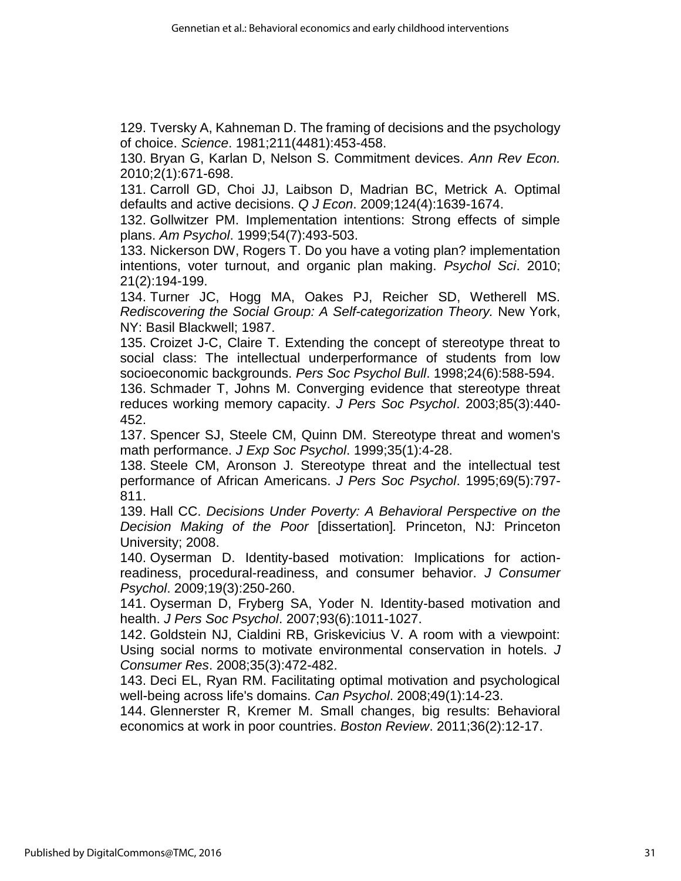129. Tversky A, Kahneman D. The framing of decisions and the psychology of choice. *Science*. 1981;211(4481):453-458.

130. Bryan G, Karlan D, Nelson S. Commitment devices. *Ann Rev Econ.* 2010;2(1):671-698.

131. Carroll GD, Choi JJ, Laibson D, Madrian BC, Metrick A. Optimal defaults and active decisions. *Q J Econ*. 2009;124(4):1639-1674.

132. Gollwitzer PM. Implementation intentions: Strong effects of simple plans. *Am Psychol*. 1999;54(7):493-503.

133. Nickerson DW, Rogers T. Do you have a voting plan? implementation intentions, voter turnout, and organic plan making. *Psychol Sci*. 2010; 21(2):194-199.

134. Turner JC, Hogg MA, Oakes PJ, Reicher SD, Wetherell MS. *Rediscovering the Social Group: A Self-categorization Theory.* New York, NY: Basil Blackwell; 1987.

135. Croizet J-C, Claire T. Extending the concept of stereotype threat to social class: The intellectual underperformance of students from low socioeconomic backgrounds. *Pers Soc Psychol Bull*. 1998;24(6):588-594.

136. Schmader T, Johns M. Converging evidence that stereotype threat reduces working memory capacity. *J Pers Soc Psychol*. 2003;85(3):440-452.

137. Spencer SJ, Steele CM, Quinn DM. Stereotype threat and women's math performance. *J Exp Soc Psychol*. 1999;35(1):4-28.

138. Steele CM, Aronson J. Stereotype threat and the intellectual test performance of African Americans. *J Pers Soc Psychol*. 1995;69(5):797-811.

139. Hall CC. *Decisions Under Poverty: A Behavioral Perspective on the Decision Making of the Poor* [dissertation]. Princeton, NJ: Princeton University; 2008.

140. Oyserman D. Identity-based motivation: Implications for action-readiness, procedural-readiness, and consumer behavior. *J Consumer Psychol*. 2009;19(3):250-260.

141. Oyserman D, Fryberg SA, Yoder N. Identity-based motivation and health. *J Pers Soc Psychol*. 2007;93(6):1011-1027.

142. Goldstein NJ, Cialdini RB, Griskevicius V. A room with a viewpoint: Using social norms to motivate environmental conservation in hotels. *J Consumer Res*. 2008;35(3):472-482.

143. Deci EL, Ryan RM. Facilitating optimal motivation and psychological well-being across life's domains. *Can Psychol*. 2008;49(1):14-23.

144. Glennerster R, Kremer M. Small changes, big results: Behavioral economics at work in poor countries. *Boston Review*. 2011;36(2):12-17.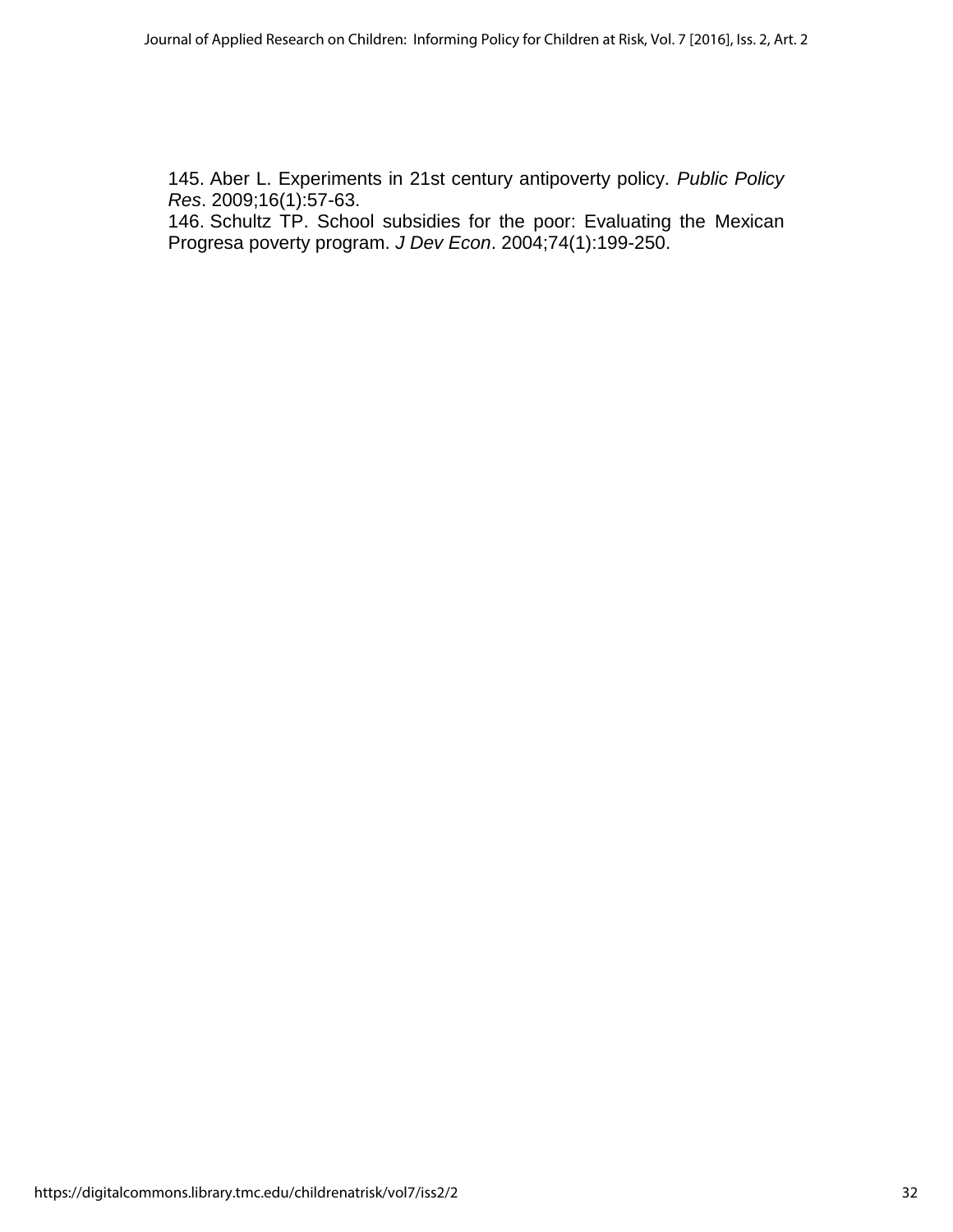145. Aber L. Experiments in 21st century antipoverty policy. *Public Policy Res*. 2009;16(1):57-63.

146. Schultz TP. School subsidies for the poor: Evaluating the Mexican Progresa poverty program. *J Dev Econ*. 2004;74(1):199-250.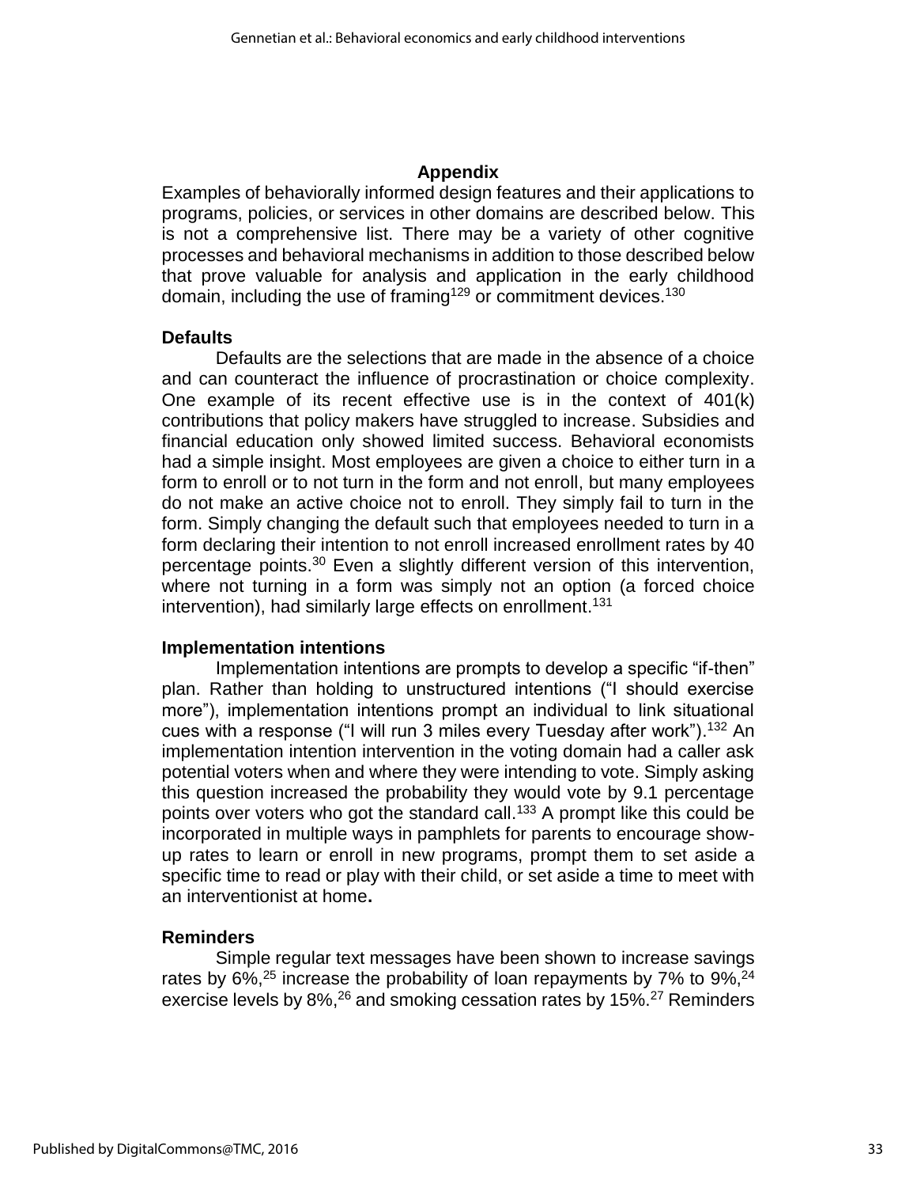## Appendix

Examples of behaviorally informed design features and their applications to programs, policies, or services in other domains are described below. This is not a comprehensive list. There may be a variety of other cognitive processes and behavioral mechanisms in addition to those described below that prove valuable for analysis and application in the early childhood domain, including the use of framing[129] or commitment devices.[130]

### Defaults

Defaults are the selections that are made in the absence of a choice and can counteract the influence of procrastination or choice complexity. One example of its recent effective use is in the context of 401(k) contributions that policy makers have struggled to increase. Subsidies and financial education only showed limited success. Behavioral economists had a simple insight. Most employees are given a choice to either turn in a form to enroll or to not turn in the form and not enroll, but many employees do not make an active choice not to enroll. They simply fail to turn in the form. Simply changing the default such that employees needed to turn in a form declaring their intention to not enroll increased enrollment rates by 40 percentage points.[30] Even a slightly different version of this intervention, where not turning in a form was simply not an option (a forced choice intervention), had similarly large effects on enrollment.[131]

### Implementation intentions

Implementation intentions are prompts to develop a specific "if-then" plan. Rather than holding to unstructured intentions ("I should exercise more"), implementation intentions prompt an individual to link situational cues with a response ("I will run 3 miles every Tuesday after work").[132] An implementation intention intervention in the voting domain had a caller ask potential voters when and where they were intending to vote. Simply asking this question increased the probability they would vote by 9.1 percentage points over voters who got the standard call.[133] A prompt like this could be incorporated in multiple ways in pamphlets for parents to encourage show-up rates to learn or enroll in new programs, prompt them to set aside a specific time to read or play with their child, or set aside a time to meet with an interventionist at home**.**

### Reminders

Simple regular text messages have been shown to increase savings rates by 6%,[25] increase the probability of loan repayments by 7% to 9%,[24] exercise levels by 8%,[26] and smoking cessation rates by 15%.[27] Reminders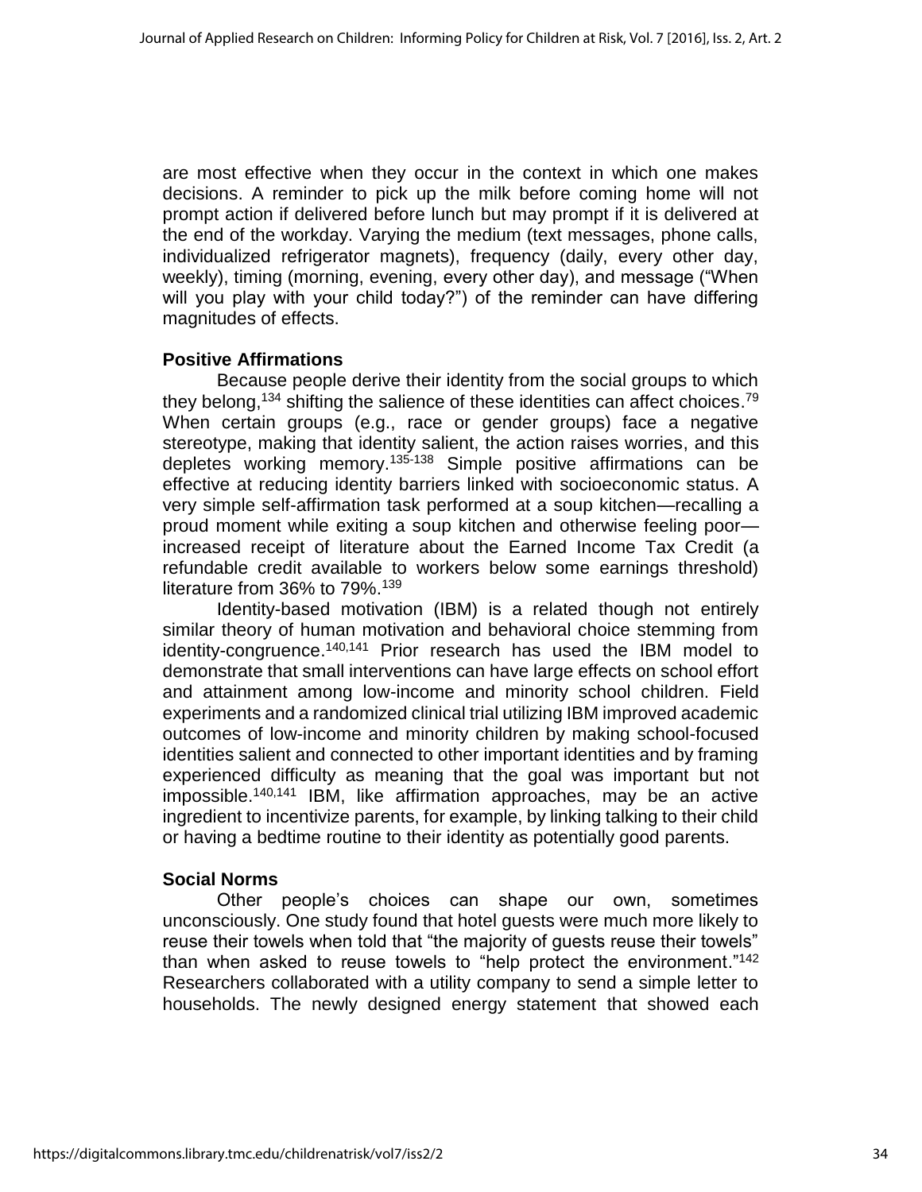are most effective when they occur in the context in which one makes decisions. A reminder to pick up the milk before coming home will not prompt action if delivered before lunch but may prompt if it is delivered at the end of the workday. Varying the medium (text messages, phone calls, individualized refrigerator magnets), frequency (daily, every other day, weekly), timing (morning, evening, every other day), and message ("When will you play with your child today?") of the reminder can have differing magnitudes of effects.

**Positive Affirmations**

Because people derive their identity from the social groups to which they belong,[134] shifting the salience of these identities can affect choices.[79] When certain groups (e.g., race or gender groups) face a negative stereotype, making that identity salient, the action raises worries, and this depletes working memory.[135-138] Simple positive affirmations can be effective at reducing identity barriers linked with socioeconomic status. A very simple self-affirmation task performed at a soup kitchen—recalling a proud moment while exiting a soup kitchen and otherwise feeling poor—increased receipt of literature about the Earned Income Tax Credit (a refundable credit available to workers below some earnings threshold) literature from 36% to 79%.[139]

Identity-based motivation (IBM) is a related though not entirely similar theory of human motivation and behavioral choice stemming from identity-congruence.[140,141] Prior research has used the IBM model to demonstrate that small interventions can have large effects on school effort and attainment among low-income and minority school children. Field experiments and a randomized clinical trial utilizing IBM improved academic outcomes of low-income and minority children by making school-focused identities salient and connected to other important identities and by framing experienced difficulty as meaning that the goal was important but not impossible.[140,141] IBM, like affirmation approaches, may be an active ingredient to incentivize parents, for example, by linking talking to their child or having a bedtime routine to their identity as potentially good parents.

**Social Norms**

Other people's choices can shape our own, sometimes unconsciously. One study found that hotel guests were much more likely to reuse their towels when told that "the majority of guests reuse their towels" than when asked to reuse towels to "help protect the environment."[142] Researchers collaborated with a utility company to send a simple letter to households. The newly designed energy statement that showed each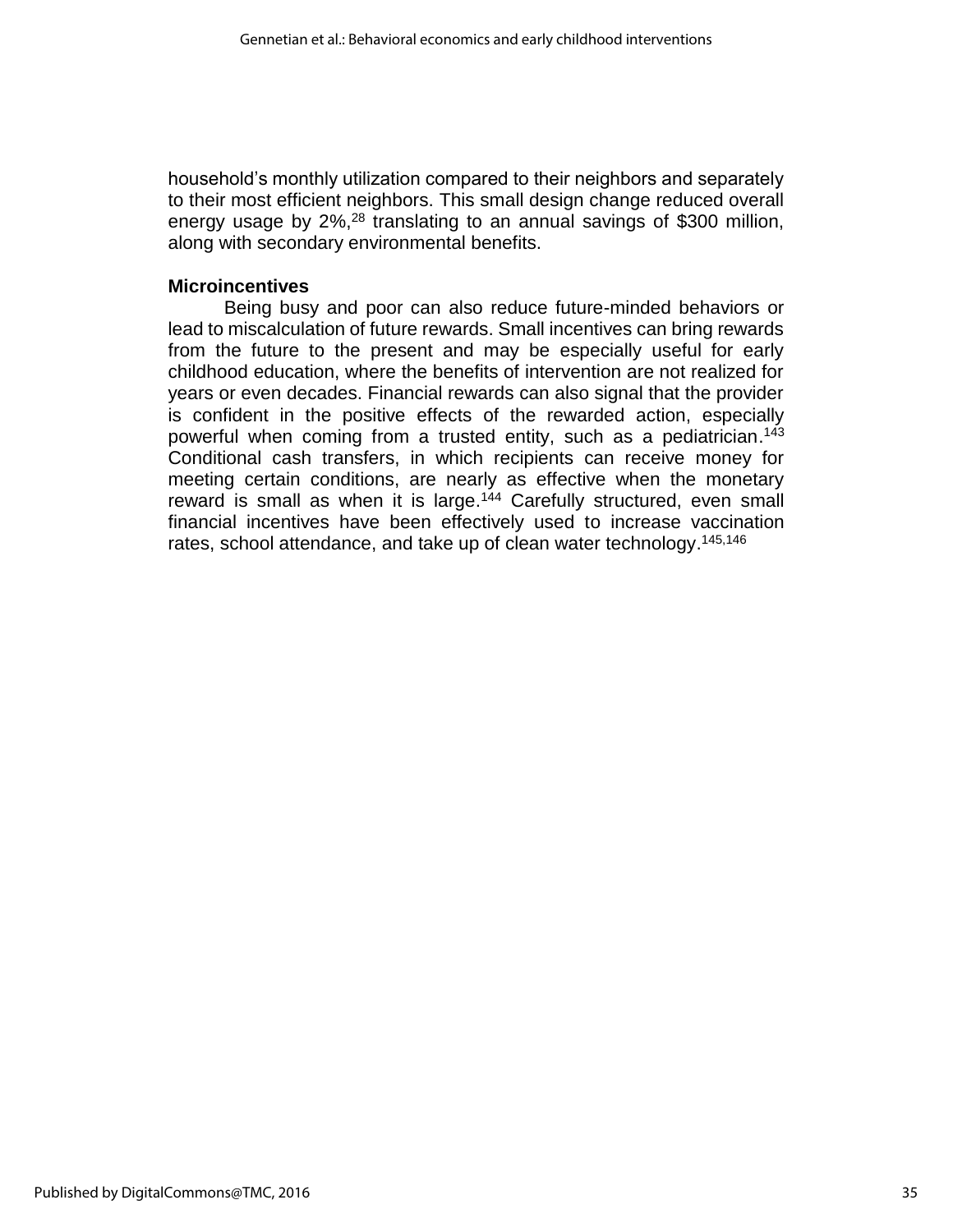household's monthly utilization compared to their neighbors and separately to their most efficient neighbors. This small design change reduced overall energy usage by 2%,[28] translating to an annual savings of $300 million, along with secondary environmental benefits.

**Microincentives**

Being busy and poor can also reduce future-minded behaviors or lead to miscalculation of future rewards. Small incentives can bring rewards from the future to the present and may be especially useful for early childhood education, where the benefits of intervention are not realized for years or even decades. Financial rewards can also signal that the provider is confident in the positive effects of the rewarded action, especially powerful when coming from a trusted entity, such as a pediatrician.[143] Conditional cash transfers, in which recipients can receive money for meeting certain conditions, are nearly as effective when the monetary reward is small as when it is large.[144] Carefully structured, even small financial incentives have been effectively used to increase vaccination rates, school attendance, and take up of clean water technology.[145,146]